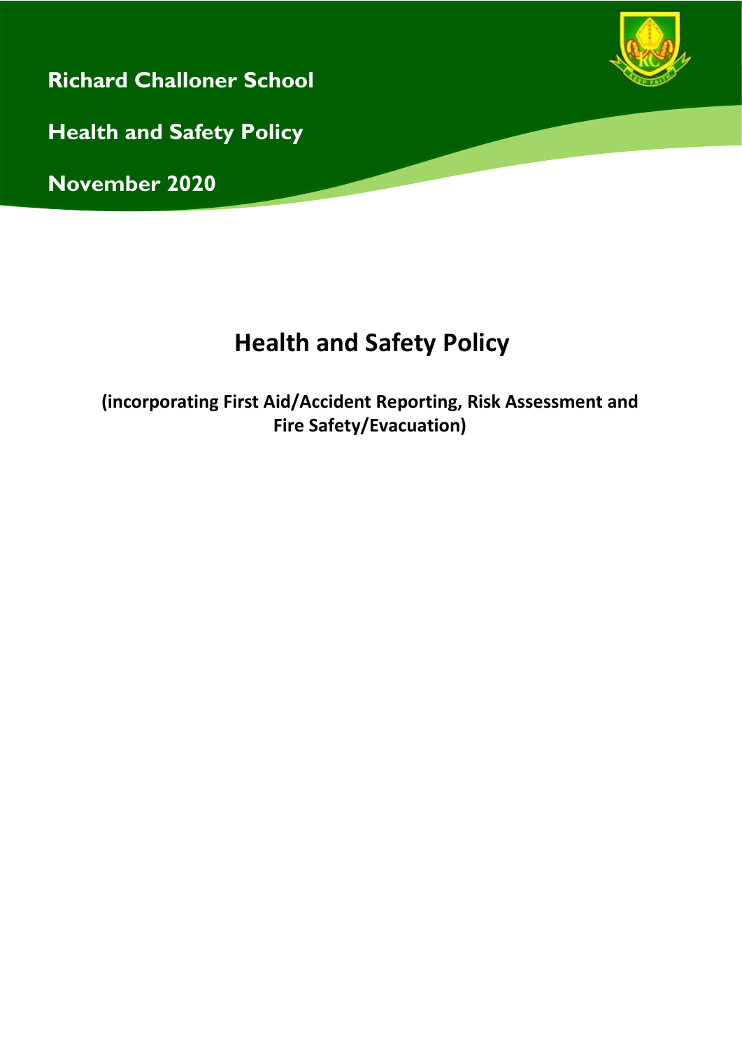**Richard Challoner School**

**Health and Safety Policy**

**November 2020**

# Health and Safety Policy

**(incorporating First Aid/Accident Reporting, Risk Assessment and Fire Safety/Evacuation)**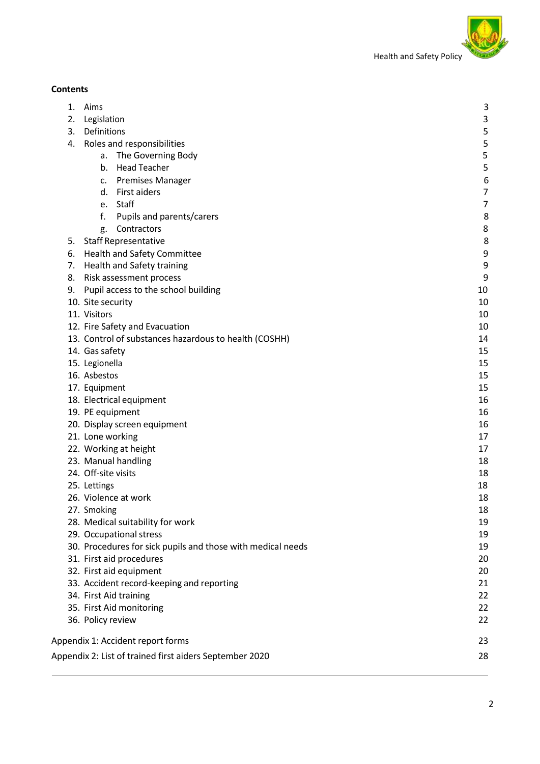**Contents**

1. Aims 3
2. Legislation 3
3. Definitions 5
4. Roles and responsibilities 5
    a. The Governing Body 5
    b. Head Teacher 5
    c. Premises Manager 6
    d. First aiders 7
    e. Staff 7
    f. Pupils and parents/carers 8
    g. Contractors 8
5. Staff Representative 8
6. Health and Safety Committee 9
7. Health and Safety training 9
8. Risk assessment process 9
9. Pupil access to the school building 10
10. Site security 10
11. Visitors 10
12. Fire Safety and Evacuation 10
13. Control of substances hazardous to health (COSHH) 14
14. Gas safety 15
15. Legionella 15
16. Asbestos 15
17. Equipment 15
18. Electrical equipment 16
19. PE equipment 16
20. Display screen equipment 16
21. Lone working 17
22. Working at height 17
23. Manual handling 18
24. Off-site visits 18
25. Lettings 18
26. Violence at work 18
27. Smoking 18
28. Medical suitability for work 19
29. Occupational stress 19
30. Procedures for sick pupils and those with medical needs 19
31. First aid procedures 20
32. First aid equipment 20
33. Accident record-keeping and reporting 21
34. First Aid training 22
35. First Aid monitoring 22
36. Policy review 22

Appendix 1: Accident report forms 23

Appendix 2: List of trained first aiders September 2020 28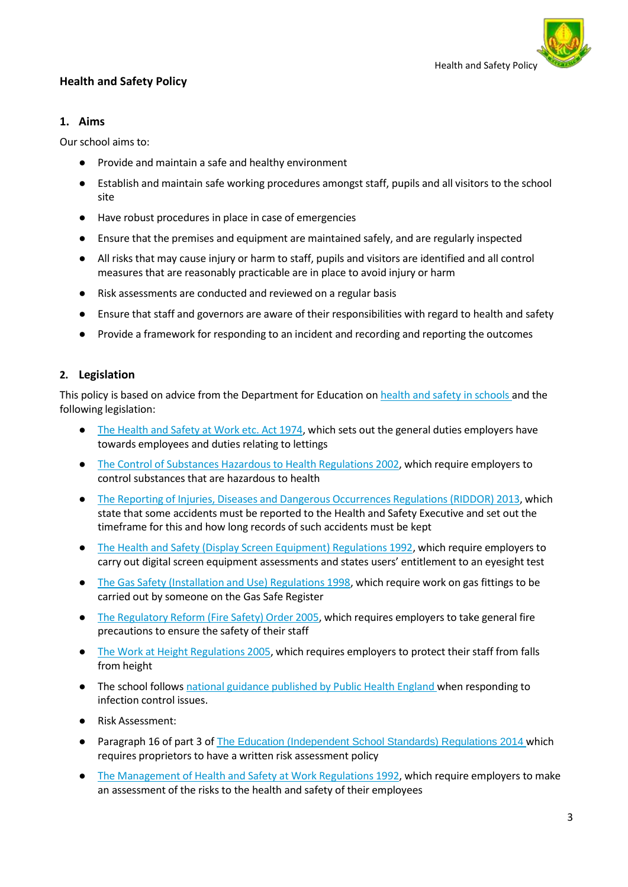# Health and Safety Policy

## 1. Aims

Our school aims to:

- Provide and maintain a safe and healthy environment
- Establish and maintain safe working procedures amongst staff, pupils and all visitors to the school site
- Have robust procedures in place in case of emergencies
- Ensure that the premises and equipment are maintained safely, and are regularly inspected
- All risks that may cause injury or harm to staff, pupils and visitors are identified and all control measures that are reasonably practicable are in place to avoid injury or harm
- Risk assessments are conducted and reviewed on a regular basis
- Ensure that staff and governors are aware of their responsibilities with regard to health and safety
- Provide a framework for responding to an incident and recording and reporting the outcomes

## 2. Legislation

This policy is based on advice from the Department for Education on health and safety in schools and the following legislation:

- The Health and Safety at Work etc. Act 1974, which sets out the general duties employers have towards employees and duties relating to lettings
- The Control of Substances Hazardous to Health Regulations 2002, which require employers to control substances that are hazardous to health
- The Reporting of Injuries, Diseases and Dangerous Occurrences Regulations (RIDDOR) 2013, which state that some accidents must be reported to the Health and Safety Executive and set out the timeframe for this and how long records of such accidents must be kept
- The Health and Safety (Display Screen Equipment) Regulations 1992, which require employers to carry out digital screen equipment assessments and states users' entitlement to an eyesight test
- The Gas Safety (Installation and Use) Regulations 1998, which require work on gas fittings to be carried out by someone on the Gas Safe Register
- The Regulatory Reform (Fire Safety) Order 2005, which requires employers to take general fire precautions to ensure the safety of their staff
- The Work at Height Regulations 2005, which requires employers to protect their staff from falls from height
- The school follows national guidance published by Public Health England when responding to infection control issues.
- Risk Assessment:
- Paragraph 16 of part 3 of The Education (Independent School Standards) Regulations 2014 which requires proprietors to have a written risk assessment policy
- The Management of Health and Safety at Work Regulations 1992, which require employers to make an assessment of the risks to the health and safety of their employees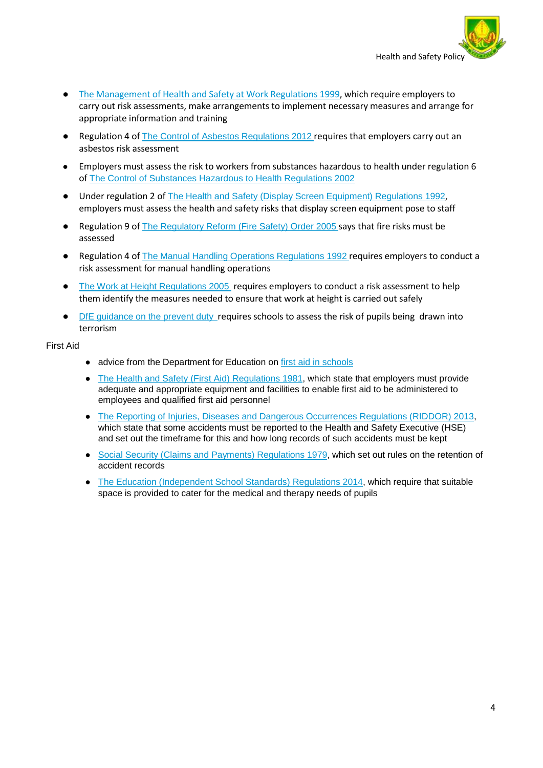- The Management of Health and Safety at Work Regulations 1999, which require employers to carry out risk assessments, make arrangements to implement necessary measures and arrange for appropriate information and training
- Regulation 4 of The Control of Asbestos Regulations 2012 requires that employers carry out an asbestos risk assessment
- Employers must assess the risk to workers from substances hazardous to health under regulation 6 of The Control of Substances Hazardous to Health Regulations 2002
- Under regulation 2 of The Health and Safety (Display Screen Equipment) Regulations 1992, employers must assess the health and safety risks that display screen equipment pose to staff
- Regulation 9 of The Regulatory Reform (Fire Safety) Order 2005 says that fire risks must be assessed
- Regulation 4 of The Manual Handling Operations Regulations 1992 requires employers to conduct a risk assessment for manual handling operations
- The Work at Height Regulations 2005 requires employers to conduct a risk assessment to help them identify the measures needed to ensure that work at height is carried out safely
- DfE guidance on the prevent duty requires schools to assess the risk of pupils being drawn into terrorism

First Aid

- advice from the Department for Education on first aid in schools
- The Health and Safety (First Aid) Regulations 1981, which state that employers must provide adequate and appropriate equipment and facilities to enable first aid to be administered to employees and qualified first aid personnel
- The Reporting of Injuries, Diseases and Dangerous Occurrences Regulations (RIDDOR) 2013, which state that some accidents must be reported to the Health and Safety Executive (HSE) and set out the timeframe for this and how long records of such accidents must be kept
- Social Security (Claims and Payments) Regulations 1979, which set out rules on the retention of accident records
- The Education (Independent School Standards) Regulations 2014, which require that suitable space is provided to cater for the medical and therapy needs of pupils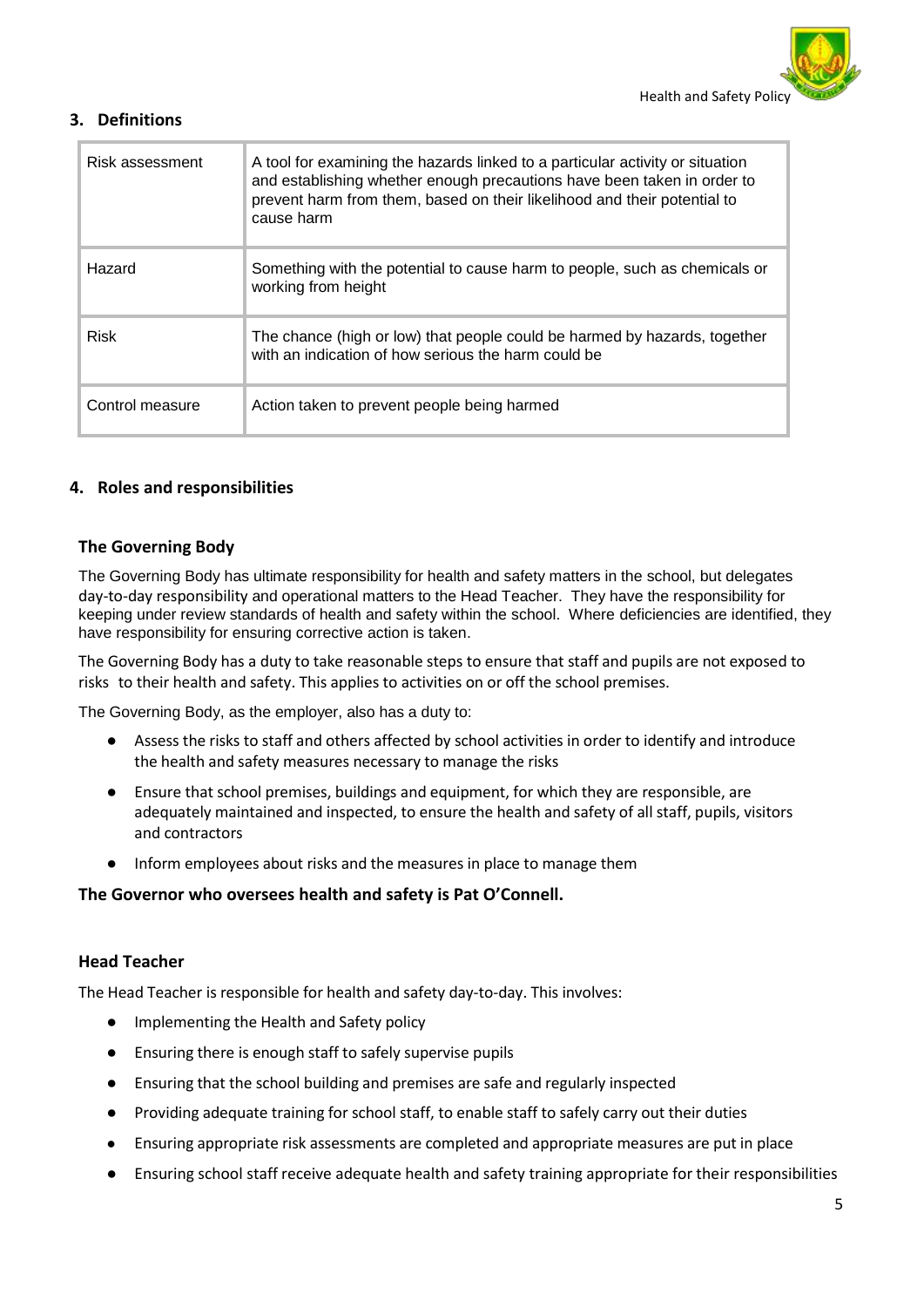## 3. Definitions

| | |
|---|---|
| Risk assessment | A tool for examining the hazards linked to a particular activity or situation and establishing whether enough precautions have been taken in order to prevent harm from them, based on their likelihood and their potential to cause harm |
| Hazard | Something with the potential to cause harm to people, such as chemicals or working from height |
| Risk | The chance (high or low) that people could be harmed by hazards, together with an indication of how serious the harm could be |
| Control measure | Action taken to prevent people being harmed |

## 4. Roles and responsibilities

### The Governing Body

The Governing Body has ultimate responsibility for health and safety matters in the school, but delegates day-to-day responsibility and operational matters to the Head Teacher. They have the responsibility for keeping under review standards of health and safety within the school. Where deficiencies are identified, they have responsibility for ensuring corrective action is taken.

The Governing Body has a duty to take reasonable steps to ensure that staff and pupils are not exposed to risks to their health and safety. This applies to activities on or off the school premises.

The Governing Body, as the employer, also has a duty to:

- Assess the risks to staff and others affected by school activities in order to identify and introduce the health and safety measures necessary to manage the risks
- Ensure that school premises, buildings and equipment, for which they are responsible, are adequately maintained and inspected, to ensure the health and safety of all staff, pupils, visitors and contractors
- Inform employees about risks and the measures in place to manage them

**The Governor who oversees health and safety is Pat O'Connell.**

### Head Teacher

The Head Teacher is responsible for health and safety day-to-day. This involves:

- Implementing the Health and Safety policy
- Ensuring there is enough staff to safely supervise pupils
- Ensuring that the school building and premises are safe and regularly inspected
- Providing adequate training for school staff, to enable staff to safely carry out their duties
- Ensuring appropriate risk assessments are completed and appropriate measures are put in place
- Ensuring school staff receive adequate health and safety training appropriate for their responsibilities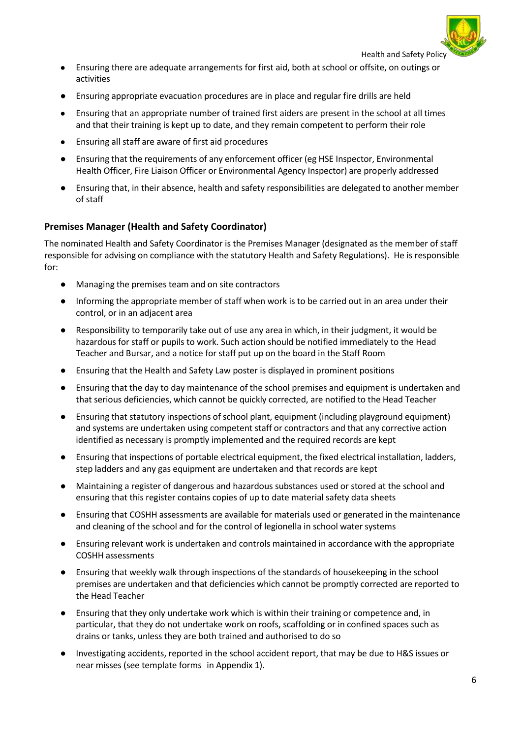- Ensuring there are adequate arrangements for first aid, both at school or offsite, on outings or activities
- Ensuring appropriate evacuation procedures are in place and regular fire drills are held
- Ensuring that an appropriate number of trained first aiders are present in the school at all times and that their training is kept up to date, and they remain competent to perform their role
- Ensuring all staff are aware of first aid procedures
- Ensuring that the requirements of any enforcement officer (eg HSE Inspector, Environmental Health Officer, Fire Liaison Officer or Environmental Agency Inspector) are properly addressed
- Ensuring that, in their absence, health and safety responsibilities are delegated to another member of staff

### Premises Manager (Health and Safety Coordinator)

The nominated Health and Safety Coordinator is the Premises Manager (designated as the member of staff responsible for advising on compliance with the statutory Health and Safety Regulations). He is responsible for:

- Managing the premises team and on site contractors
- Informing the appropriate member of staff when work is to be carried out in an area under their control, or in an adjacent area
- Responsibility to temporarily take out of use any area in which, in their judgment, it would be hazardous for staff or pupils to work. Such action should be notified immediately to the Head Teacher and Bursar, and a notice for staff put up on the board in the Staff Room
- Ensuring that the Health and Safety Law poster is displayed in prominent positions
- Ensuring that the day to day maintenance of the school premises and equipment is undertaken and that serious deficiencies, which cannot be quickly corrected, are notified to the Head Teacher
- Ensuring that statutory inspections of school plant, equipment (including playground equipment) and systems are undertaken using competent staff or contractors and that any corrective action identified as necessary is promptly implemented and the required records are kept
- Ensuring that inspections of portable electrical equipment, the fixed electrical installation, ladders, step ladders and any gas equipment are undertaken and that records are kept
- Maintaining a register of dangerous and hazardous substances used or stored at the school and ensuring that this register contains copies of up to date material safety data sheets
- Ensuring that COSHH assessments are available for materials used or generated in the maintenance and cleaning of the school and for the control of legionella in school water systems
- Ensuring relevant work is undertaken and controls maintained in accordance with the appropriate COSHH assessments
- Ensuring that weekly walk through inspections of the standards of housekeeping in the school premises are undertaken and that deficiencies which cannot be promptly corrected are reported to the Head Teacher
- Ensuring that they only undertake work which is within their training or competence and, in particular, that they do not undertake work on roofs, scaffolding or in confined spaces such as drains or tanks, unless they are both trained and authorised to do so
- Investigating accidents, reported in the school accident report, that may be due to H&S issues or near misses (see template forms in Appendix 1).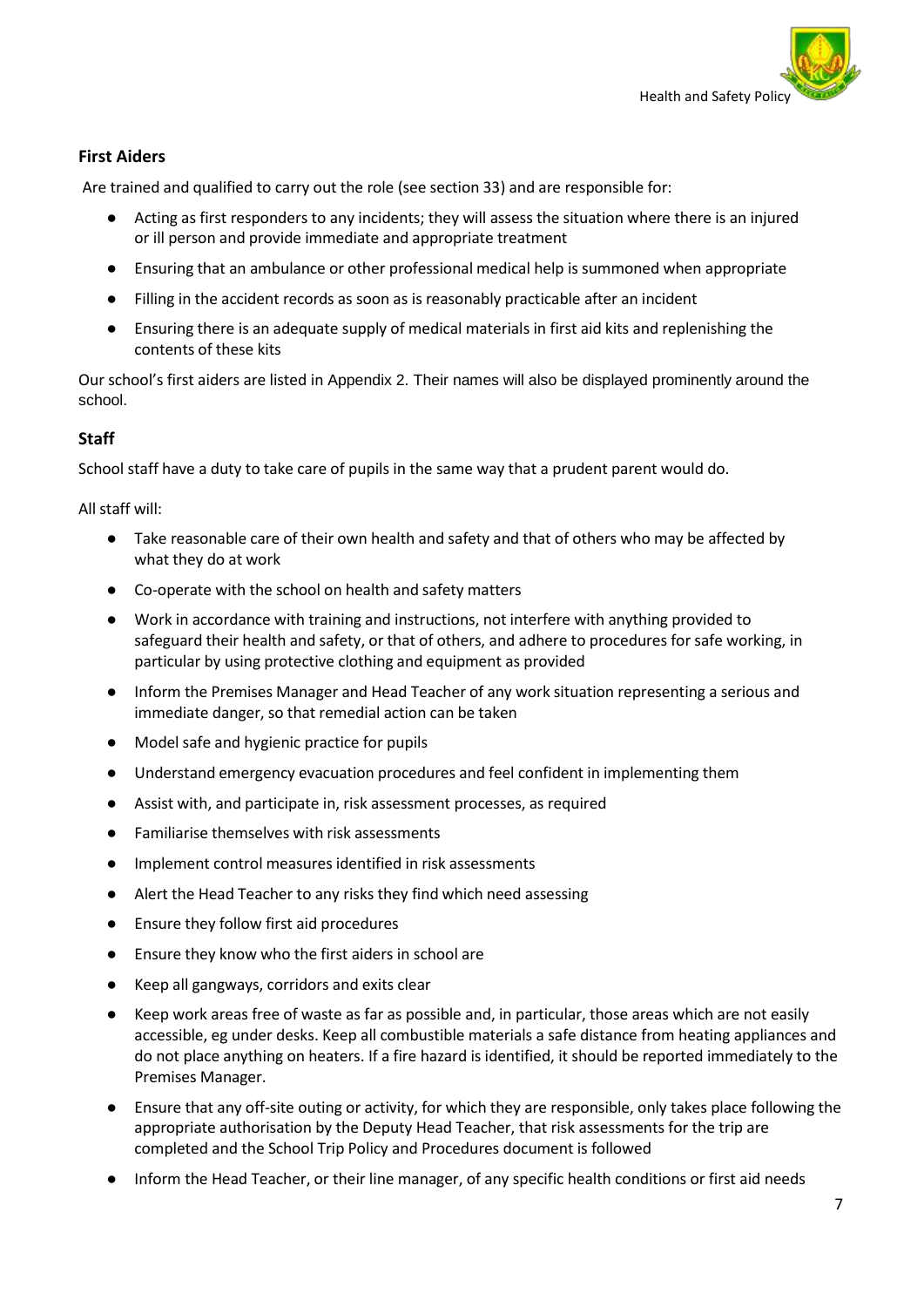### First Aiders

Are trained and qualified to carry out the role (see section 33) and are responsible for:

- Acting as first responders to any incidents; they will assess the situation where there is an injured or ill person and provide immediate and appropriate treatment
- Ensuring that an ambulance or other professional medical help is summoned when appropriate
- Filling in the accident records as soon as is reasonably practicable after an incident
- Ensuring there is an adequate supply of medical materials in first aid kits and replenishing the contents of these kits

Our school's first aiders are listed in Appendix 2. Their names will also be displayed prominently around the school.

### Staff

School staff have a duty to take care of pupils in the same way that a prudent parent would do.

All staff will:

- Take reasonable care of their own health and safety and that of others who may be affected by what they do at work
- Co-operate with the school on health and safety matters
- Work in accordance with training and instructions, not interfere with anything provided to safeguard their health and safety, or that of others, and adhere to procedures for safe working, in particular by using protective clothing and equipment as provided
- Inform the Premises Manager and Head Teacher of any work situation representing a serious and immediate danger, so that remedial action can be taken
- Model safe and hygienic practice for pupils
- Understand emergency evacuation procedures and feel confident in implementing them
- Assist with, and participate in, risk assessment processes, as required
- Familiarise themselves with risk assessments
- Implement control measures identified in risk assessments
- Alert the Head Teacher to any risks they find which need assessing
- Ensure they follow first aid procedures
- Ensure they know who the first aiders in school are
- Keep all gangways, corridors and exits clear
- Keep work areas free of waste as far as possible and, in particular, those areas which are not easily accessible, eg under desks. Keep all combustible materials a safe distance from heating appliances and do not place anything on heaters. If a fire hazard is identified, it should be reported immediately to the Premises Manager.
- Ensure that any off-site outing or activity, for which they are responsible, only takes place following the appropriate authorisation by the Deputy Head Teacher, that risk assessments for the trip are completed and the School Trip Policy and Procedures document is followed
- Inform the Head Teacher, or their line manager, of any specific health conditions or first aid needs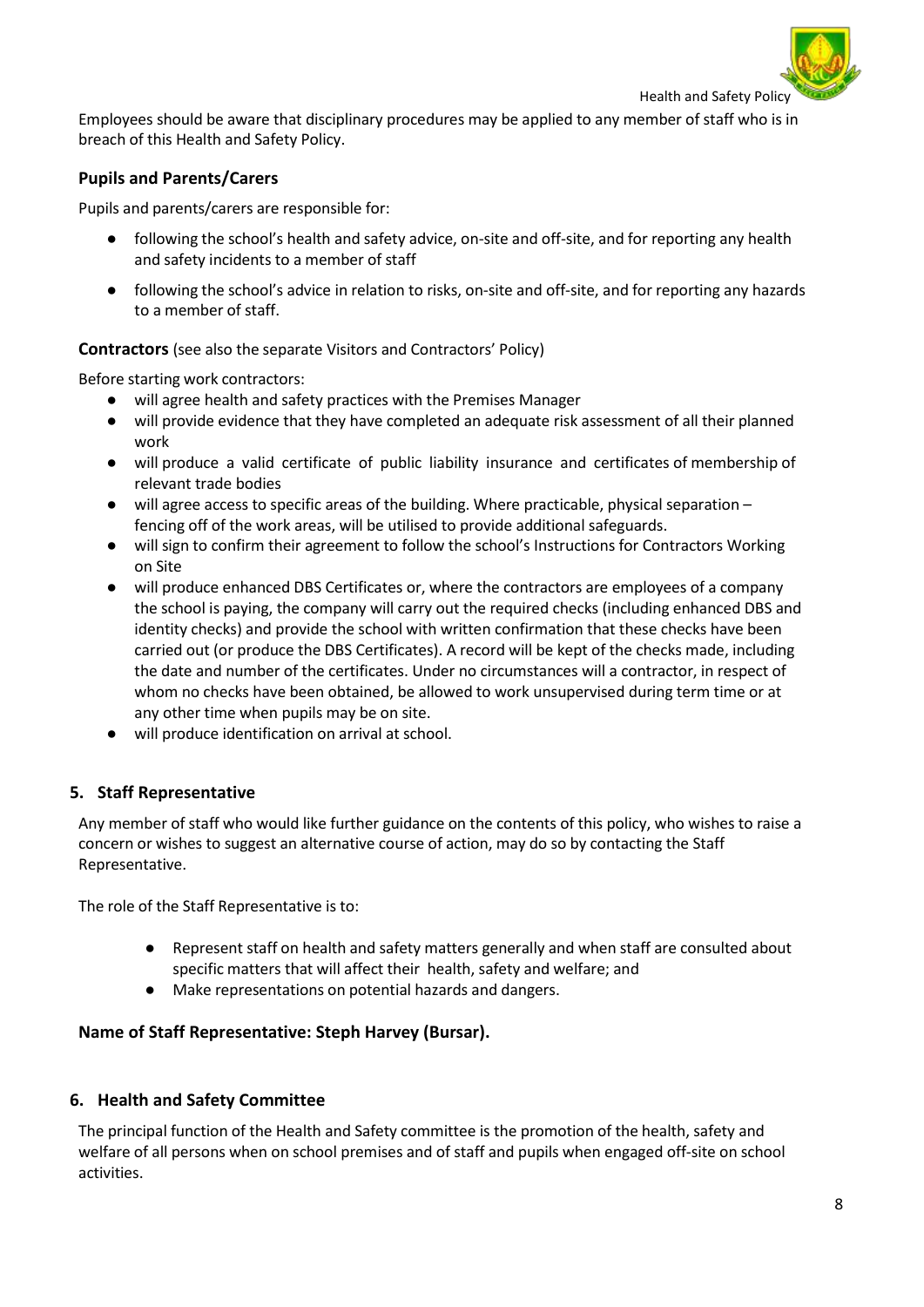Employees should be aware that disciplinary procedures may be applied to any member of staff who is in breach of this Health and Safety Policy.

### Pupils and Parents/Carers

Pupils and parents/carers are responsible for:

- following the school's health and safety advice, on-site and off-site, and for reporting any health and safety incidents to a member of staff
- following the school's advice in relation to risks, on-site and off-site, and for reporting any hazards to a member of staff.

**Contractors** (see also the separate Visitors and Contractors' Policy)

Before starting work contractors:

- will agree health and safety practices with the Premises Manager
- will provide evidence that they have completed an adequate risk assessment of all their planned work
- will produce a valid certificate of public liability insurance and certificates of membership of relevant trade bodies
- will agree access to specific areas of the building. Where practicable, physical separation – fencing off of the work areas, will be utilised to provide additional safeguards.
- will sign to confirm their agreement to follow the school's Instructions for Contractors Working on Site
- will produce enhanced DBS Certificates or, where the contractors are employees of a company the school is paying, the company will carry out the required checks (including enhanced DBS and identity checks) and provide the school with written confirmation that these checks have been carried out (or produce the DBS Certificates). A record will be kept of the checks made, including the date and number of the certificates. Under no circumstances will a contractor, in respect of whom no checks have been obtained, be allowed to work unsupervised during term time or at any other time when pupils may be on site.
- will produce identification on arrival at school.

## 5. Staff Representative

Any member of staff who would like further guidance on the contents of this policy, who wishes to raise a concern or wishes to suggest an alternative course of action, may do so by contacting the Staff Representative.

The role of the Staff Representative is to:

- Represent staff on health and safety matters generally and when staff are consulted about specific matters that will affect their health, safety and welfare; and
- Make representations on potential hazards and dangers.

**Name of Staff Representative: Steph Harvey (Bursar).**

## 6. Health and Safety Committee

The principal function of the Health and Safety committee is the promotion of the health, safety and welfare of all persons when on school premises and of staff and pupils when engaged off-site on school activities.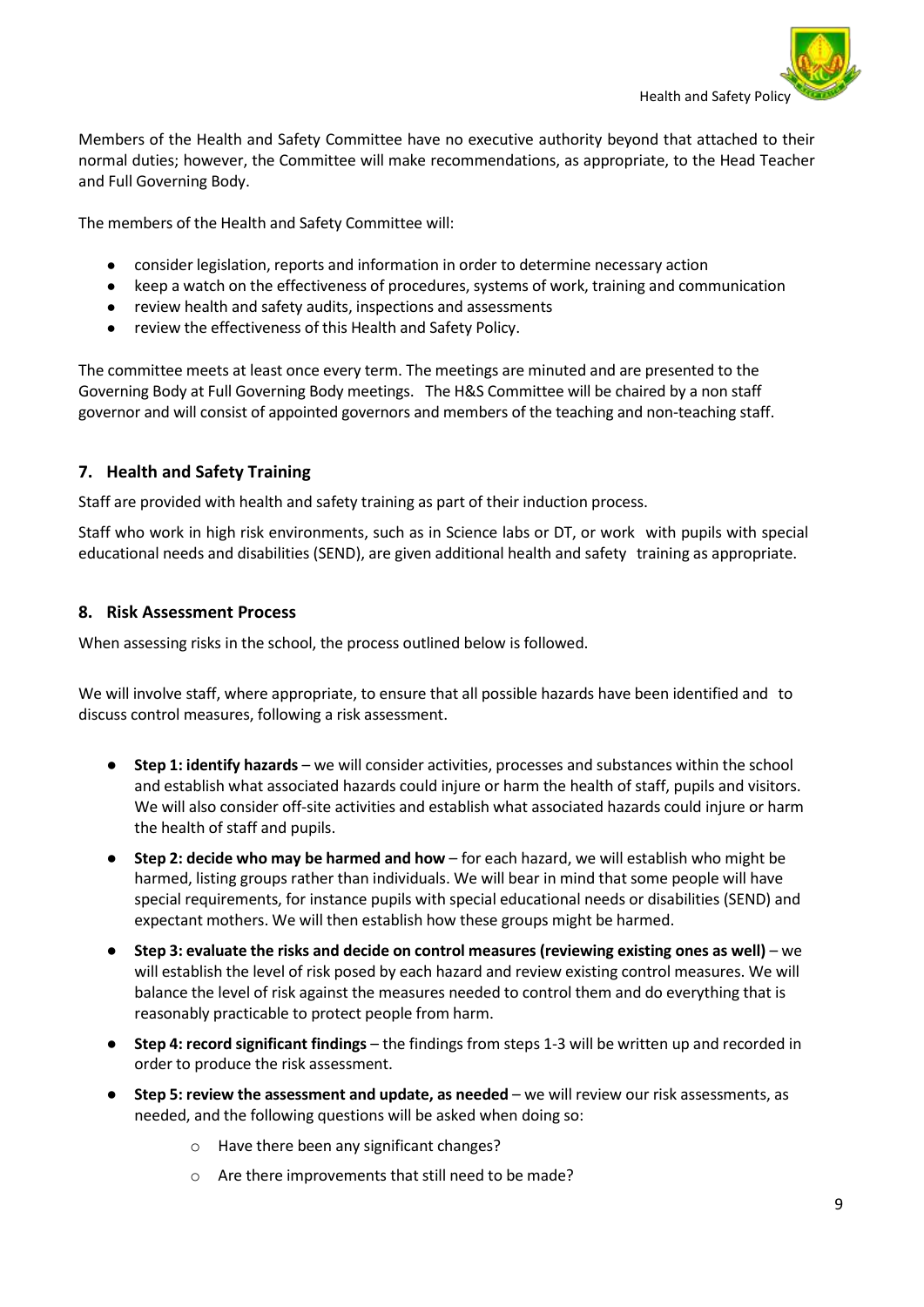Members of the Health and Safety Committee have no executive authority beyond that attached to their normal duties; however, the Committee will make recommendations, as appropriate, to the Head Teacher and Full Governing Body.

The members of the Health and Safety Committee will:

- consider legislation, reports and information in order to determine necessary action
- keep a watch on the effectiveness of procedures, systems of work, training and communication
- review health and safety audits, inspections and assessments
- review the effectiveness of this Health and Safety Policy.

The committee meets at least once every term. The meetings are minuted and are presented to the Governing Body at Full Governing Body meetings. The H&S Committee will be chaired by a non staff governor and will consist of appointed governors and members of the teaching and non-teaching staff.

## 7. Health and Safety Training

Staff are provided with health and safety training as part of their induction process.

Staff who work in high risk environments, such as in Science labs or DT, or work with pupils with special educational needs and disabilities (SEND), are given additional health and safety training as appropriate.

## 8. Risk Assessment Process

When assessing risks in the school, the process outlined below is followed.

We will involve staff, where appropriate, to ensure that all possible hazards have been identified and to discuss control measures, following a risk assessment.

- **Step 1: identify hazards** – we will consider activities, processes and substances within the school and establish what associated hazards could injure or harm the health of staff, pupils and visitors. We will also consider off-site activities and establish what associated hazards could injure or harm the health of staff and pupils.
- **Step 2: decide who may be harmed and how** – for each hazard, we will establish who might be harmed, listing groups rather than individuals. We will bear in mind that some people will have special requirements, for instance pupils with special educational needs or disabilities (SEND) and expectant mothers. We will then establish how these groups might be harmed.
- **Step 3: evaluate the risks and decide on control measures (reviewing existing ones as well)** – we will establish the level of risk posed by each hazard and review existing control measures. We will balance the level of risk against the measures needed to control them and do everything that is reasonably practicable to protect people from harm.
- **Step 4: record significant findings** – the findings from steps 1-3 will be written up and recorded in order to produce the risk assessment.
- **Step 5: review the assessment and update, as needed** – we will review our risk assessments, as needed, and the following questions will be asked when doing so:
    - Have there been any significant changes?
    - Are there improvements that still need to be made?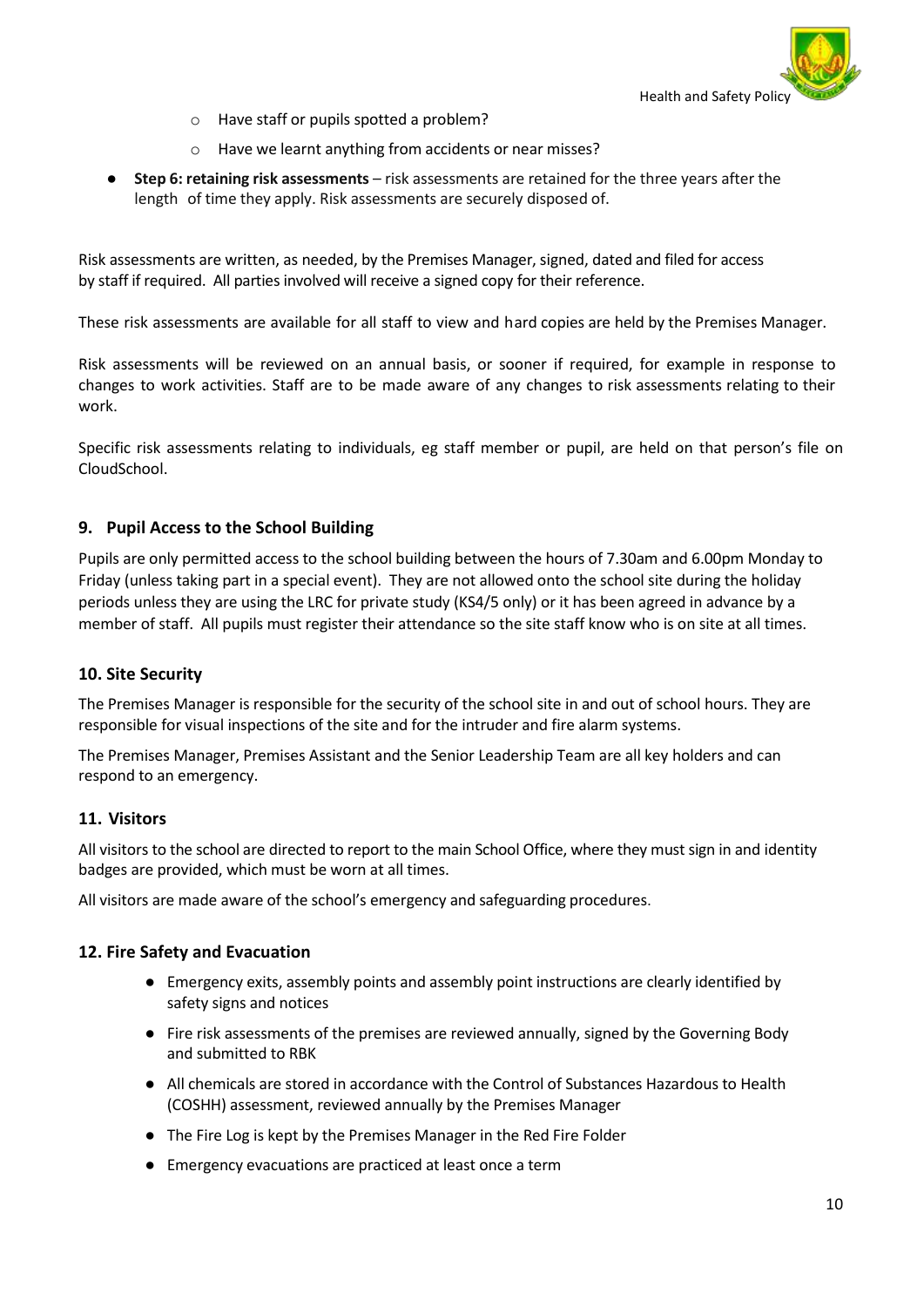- Have staff or pupils spotted a problem?
    - Have we learnt anything from accidents or near misses?
- **Step 6: retaining risk assessments** – risk assessments are retained for the three years after the length of time they apply. Risk assessments are securely disposed of.

Risk assessments are written, as needed, by the Premises Manager, signed, dated and filed for access by staff if required. All parties involved will receive a signed copy for their reference.

These risk assessments are available for all staff to view and hard copies are held by the Premises Manager.

Risk assessments will be reviewed on an annual basis, or sooner if required, for example in response to changes to work activities. Staff are to be made aware of any changes to risk assessments relating to their work.

Specific risk assessments relating to individuals, eg staff member or pupil, are held on that person's file on CloudSchool.

## 9. Pupil Access to the School Building

Pupils are only permitted access to the school building between the hours of 7.30am and 6.00pm Monday to Friday (unless taking part in a special event). They are not allowed onto the school site during the holiday periods unless they are using the LRC for private study (KS4/5 only) or it has been agreed in advance by a member of staff. All pupils must register their attendance so the site staff know who is on site at all times.

## 10. Site Security

The Premises Manager is responsible for the security of the school site in and out of school hours. They are responsible for visual inspections of the site and for the intruder and fire alarm systems.

The Premises Manager, Premises Assistant and the Senior Leadership Team are all key holders and can respond to an emergency.

## 11. Visitors

All visitors to the school are directed to report to the main School Office, where they must sign in and identity badges are provided, which must be worn at all times.

All visitors are made aware of the school's emergency and safeguarding procedures.

## 12. Fire Safety and Evacuation

- Emergency exits, assembly points and assembly point instructions are clearly identified by safety signs and notices
- Fire risk assessments of the premises are reviewed annually, signed by the Governing Body and submitted to RBK
- All chemicals are stored in accordance with the Control of Substances Hazardous to Health (COSHH) assessment, reviewed annually by the Premises Manager
- The Fire Log is kept by the Premises Manager in the Red Fire Folder
- Emergency evacuations are practiced at least once a term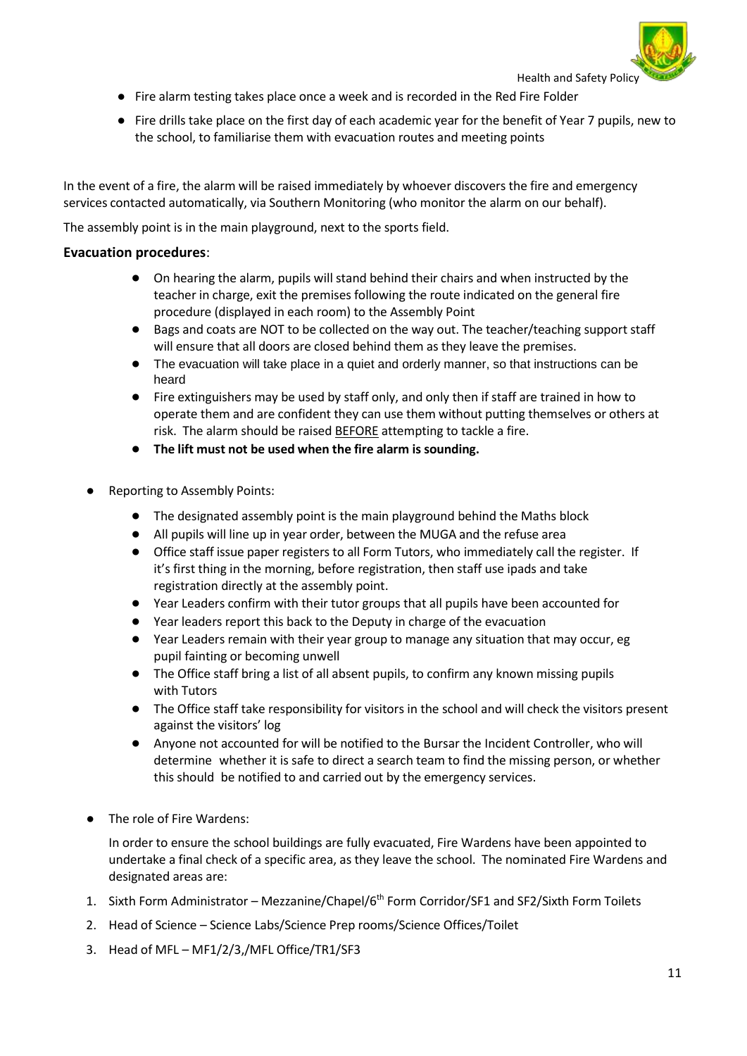- Fire alarm testing takes place once a week and is recorded in the Red Fire Folder
- Fire drills take place on the first day of each academic year for the benefit of Year 7 pupils, new to the school, to familiarise them with evacuation routes and meeting points

In the event of a fire, the alarm will be raised immediately by whoever discovers the fire and emergency services contacted automatically, via Southern Monitoring (who monitor the alarm on our behalf).

The assembly point is in the main playground, next to the sports field.

**Evacuation procedures**:

- On hearing the alarm, pupils will stand behind their chairs and when instructed by the teacher in charge, exit the premises following the route indicated on the general fire procedure (displayed in each room) to the Assembly Point
- Bags and coats are NOT to be collected on the way out. The teacher/teaching support staff will ensure that all doors are closed behind them as they leave the premises.
- The evacuation will take place in a quiet and orderly manner, so that instructions can be heard
- Fire extinguishers may be used by staff only, and only then if staff are trained in how to operate them and are confident they can use them without putting themselves or others at risk. The alarm should be raised <u>BEFORE</u> attempting to tackle a fire.
- **The lift must not be used when the fire alarm is sounding.**

- Reporting to Assembly Points:
  - The designated assembly point is the main playground behind the Maths block
  - All pupils will line up in year order, between the MUGA and the refuse area
  - Office staff issue paper registers to all Form Tutors, who immediately call the register. If it's first thing in the morning, before registration, then staff use ipads and take registration directly at the assembly point.
  - Year Leaders confirm with their tutor groups that all pupils have been accounted for
  - Year leaders report this back to the Deputy in charge of the evacuation
  - Year Leaders remain with their year group to manage any situation that may occur, eg pupil fainting or becoming unwell
  - The Office staff bring a list of all absent pupils, to confirm any known missing pupils with Tutors
  - The Office staff take responsibility for visitors in the school and will check the visitors present against the visitors' log
  - Anyone not accounted for will be notified to the Bursar the Incident Controller, who will determine whether it is safe to direct a search team to find the missing person, or whether this should be notified to and carried out by the emergency services.

- The role of Fire Wardens:

  In order to ensure the school buildings are fully evacuated, Fire Wardens have been appointed to undertake a final check of a specific area, as they leave the school. The nominated Fire Wardens and designated areas are:

1. Sixth Form Administrator – Mezzanine/Chapel/6th Form Corridor/SF1 and SF2/Sixth Form Toilets
2. Head of Science – Science Labs/Science Prep rooms/Science Offices/Toilet
3. Head of MFL – MF1/2/3,/MFL Office/TR1/SF3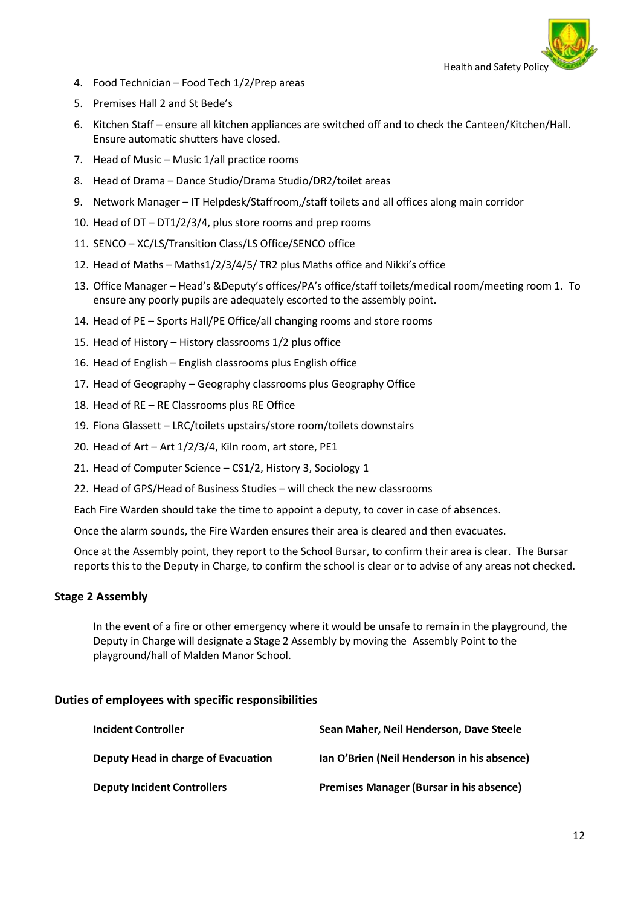4. Food Technician – Food Tech 1/2/Prep areas
5. Premises Hall 2 and St Bede's
6. Kitchen Staff – ensure all kitchen appliances are switched off and to check the Canteen/Kitchen/Hall. Ensure automatic shutters have closed.
7. Head of Music – Music 1/all practice rooms
8. Head of Drama – Dance Studio/Drama Studio/DR2/toilet areas
9. Network Manager – IT Helpdesk/Staffroom,/staff toilets and all offices along main corridor
10. Head of DT – DT1/2/3/4, plus store rooms and prep rooms
11. SENCO – XC/LS/Transition Class/LS Office/SENCO office
12. Head of Maths – Maths1/2/3/4/5/ TR2 plus Maths office and Nikki's office
13. Office Manager – Head's &Deputy's offices/PA's office/staff toilets/medical room/meeting room 1. To ensure any poorly pupils are adequately escorted to the assembly point.
14. Head of PE – Sports Hall/PE Office/all changing rooms and store rooms
15. Head of History – History classrooms 1/2 plus office
16. Head of English – English classrooms plus English office
17. Head of Geography – Geography classrooms plus Geography Office
18. Head of RE – RE Classrooms plus RE Office
19. Fiona Glassett – LRC/toilets upstairs/store room/toilets downstairs
20. Head of Art – Art 1/2/3/4, Kiln room, art store, PE1
21. Head of Computer Science – CS1/2, History 3, Sociology 1
22. Head of GPS/Head of Business Studies – will check the new classrooms

Each Fire Warden should take the time to appoint a deputy, to cover in case of absences.

Once the alarm sounds, the Fire Warden ensures their area is cleared and then evacuates.

Once at the Assembly point, they report to the School Bursar, to confirm their area is clear. The Bursar reports this to the Deputy in Charge, to confirm the school is clear or to advise of any areas not checked.

### Stage 2 Assembly

In the event of a fire or other emergency where it would be unsafe to remain in the playground, the Deputy in Charge will designate a Stage 2 Assembly by moving the Assembly Point to the playground/hall of Malden Manor School.

### Duties of employees with specific responsibilities

| | |
|---|---|
| **Incident Controller** | **Sean Maher, Neil Henderson, Dave Steele** |
| **Deputy Head in charge of Evacuation** | **Ian O'Brien (Neil Henderson in his absence)** |
| **Deputy Incident Controllers** | **Premises Manager (Bursar in his absence)** |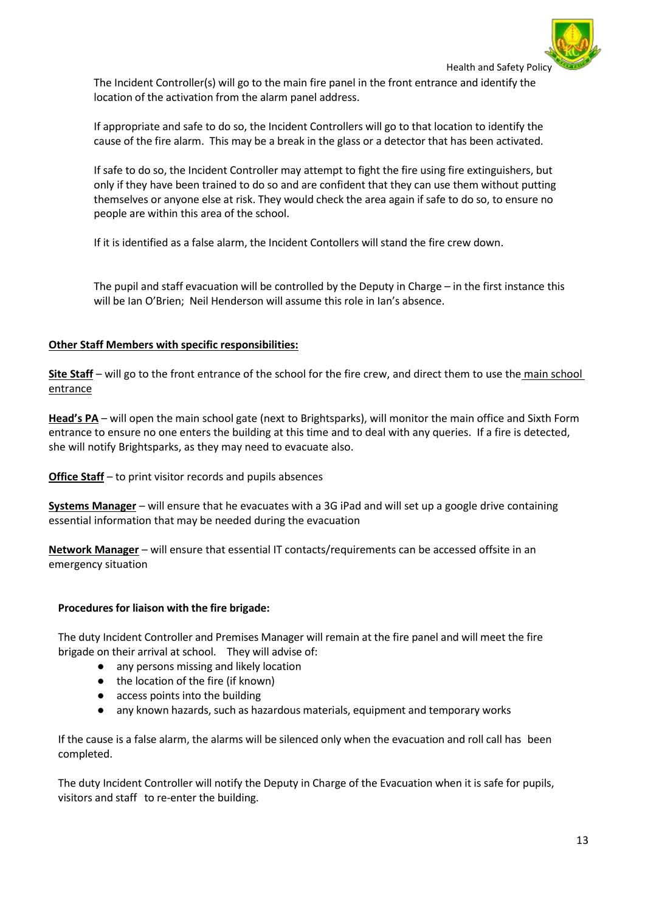The Incident Controller(s) will go to the main fire panel in the front entrance and identify the location of the activation from the alarm panel address.

If appropriate and safe to do so, the Incident Controllers will go to that location to identify the cause of the fire alarm. This may be a break in the glass or a detector that has been activated.

If safe to do so, the Incident Controller may attempt to fight the fire using fire extinguishers, but only if they have been trained to do so and are confident that they can use them without putting themselves or anyone else at risk. They would check the area again if safe to do so, to ensure no people are within this area of the school.

If it is identified as a false alarm, the Incident Contollers will stand the fire crew down.

The pupil and staff evacuation will be controlled by the Deputy in Charge – in the first instance this will be Ian O'Brien; Neil Henderson will assume this role in Ian's absence.

**Other Staff Members with specific responsibilities:**

**Site Staff** – will go to the front entrance of the school for the fire crew, and direct them to use the main school entrance

**Head's PA** – will open the main school gate (next to Brightsparks), will monitor the main office and Sixth Form entrance to ensure no one enters the building at this time and to deal with any queries. If a fire is detected, she will notify Brightsparks, as they may need to evacuate also.

**Office Staff** – to print visitor records and pupils absences

**Systems Manager** – will ensure that he evacuates with a 3G iPad and will set up a google drive containing essential information that may be needed during the evacuation

**Network Manager** – will ensure that essential IT contacts/requirements can be accessed offsite in an emergency situation

**Procedures for liaison with the fire brigade:**

The duty Incident Controller and Premises Manager will remain at the fire panel and will meet the fire brigade on their arrival at school. They will advise of:

- any persons missing and likely location
- the location of the fire (if known)
- access points into the building
- any known hazards, such as hazardous materials, equipment and temporary works

If the cause is a false alarm, the alarms will be silenced only when the evacuation and roll call has been completed.

The duty Incident Controller will notify the Deputy in Charge of the Evacuation when it is safe for pupils, visitors and staff to re-enter the building.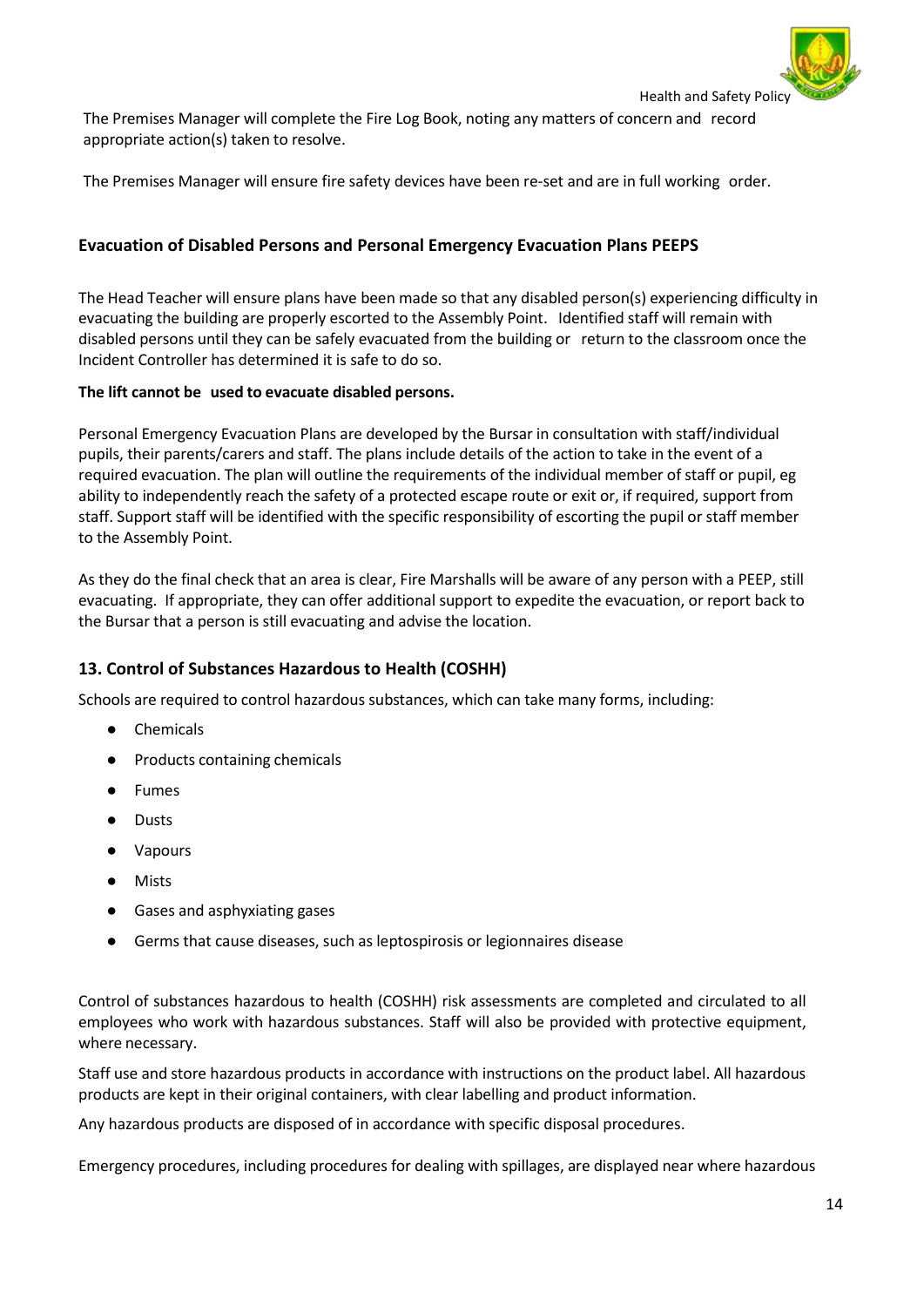The Premises Manager will complete the Fire Log Book, noting any matters of concern and record appropriate action(s) taken to resolve.

The Premises Manager will ensure fire safety devices have been re-set and are in full working order.

### Evacuation of Disabled Persons and Personal Emergency Evacuation Plans PEEPS

The Head Teacher will ensure plans have been made so that any disabled person(s) experiencing difficulty in evacuating the building are properly escorted to the Assembly Point. Identified staff will remain with disabled persons until they can be safely evacuated from the building or return to the classroom once the Incident Controller has determined it is safe to do so.

**The lift cannot be used to evacuate disabled persons.**

Personal Emergency Evacuation Plans are developed by the Bursar in consultation with staff/individual pupils, their parents/carers and staff. The plans include details of the action to take in the event of a required evacuation. The plan will outline the requirements of the individual member of staff or pupil, eg ability to independently reach the safety of a protected escape route or exit or, if required, support from staff. Support staff will be identified with the specific responsibility of escorting the pupil or staff member to the Assembly Point.

As they do the final check that an area is clear, Fire Marshalls will be aware of any person with a PEEP, still evacuating. If appropriate, they can offer additional support to expedite the evacuation, or report back to the Bursar that a person is still evacuating and advise the location.

## 13. Control of Substances Hazardous to Health (COSHH)

Schools are required to control hazardous substances, which can take many forms, including:

- Chemicals
- Products containing chemicals
- Fumes
- Dusts
- Vapours
- Mists
- Gases and asphyxiating gases
- Germs that cause diseases, such as leptospirosis or legionnaires disease

Control of substances hazardous to health (COSHH) risk assessments are completed and circulated to all employees who work with hazardous substances. Staff will also be provided with protective equipment, where necessary.

Staff use and store hazardous products in accordance with instructions on the product label. All hazardous products are kept in their original containers, with clear labelling and product information.

Any hazardous products are disposed of in accordance with specific disposal procedures.

Emergency procedures, including procedures for dealing with spillages, are displayed near where hazardous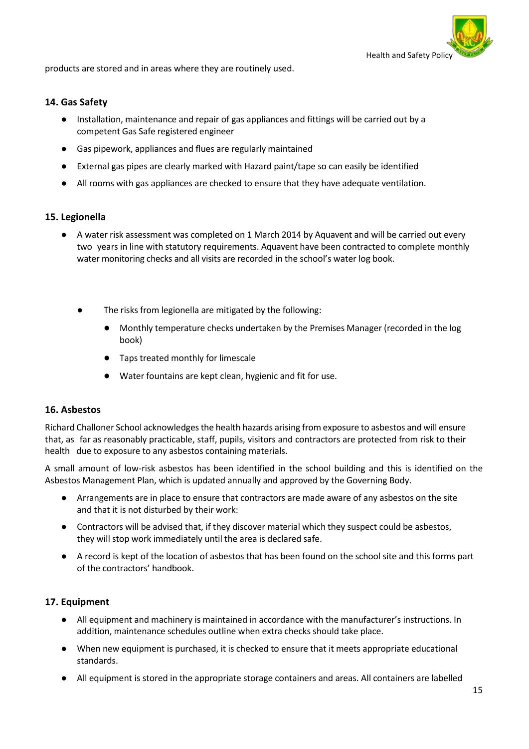products are stored and in areas where they are routinely used.

## 14. Gas Safety

- Installation, maintenance and repair of gas appliances and fittings will be carried out by a competent Gas Safe registered engineer
- Gas pipework, appliances and flues are regularly maintained
- External gas pipes are clearly marked with Hazard paint/tape so can easily be identified
- All rooms with gas appliances are checked to ensure that they have adequate ventilation.

## 15. Legionella

- A water risk assessment was completed on 1 March 2014 by Aquavent and will be carried out every two years in line with statutory requirements. Aquavent have been contracted to complete monthly water monitoring checks and all visits are recorded in the school's water log book.

- The risks from legionella are mitigated by the following:
    - Monthly temperature checks undertaken by the Premises Manager (recorded in the log book)
    - Taps treated monthly for limescale
    - Water fountains are kept clean, hygienic and fit for use.

## 16. Asbestos

Richard Challoner School acknowledges the health hazards arising from exposure to asbestos and will ensure that, as far as reasonably practicable, staff, pupils, visitors and contractors are protected from risk to their health due to exposure to any asbestos containing materials.

A small amount of low-risk asbestos has been identified in the school building and this is identified on the Asbestos Management Plan, which is updated annually and approved by the Governing Body.

- Arrangements are in place to ensure that contractors are made aware of any asbestos on the site and that it is not disturbed by their work:
- Contractors will be advised that, if they discover material which they suspect could be asbestos, they will stop work immediately until the area is declared safe.
- A record is kept of the location of asbestos that has been found on the school site and this forms part of the contractors' handbook.

## 17. Equipment

- All equipment and machinery is maintained in accordance with the manufacturer's instructions. In addition, maintenance schedules outline when extra checks should take place.
- When new equipment is purchased, it is checked to ensure that it meets appropriate educational standards.
- All equipment is stored in the appropriate storage containers and areas. All containers are labelled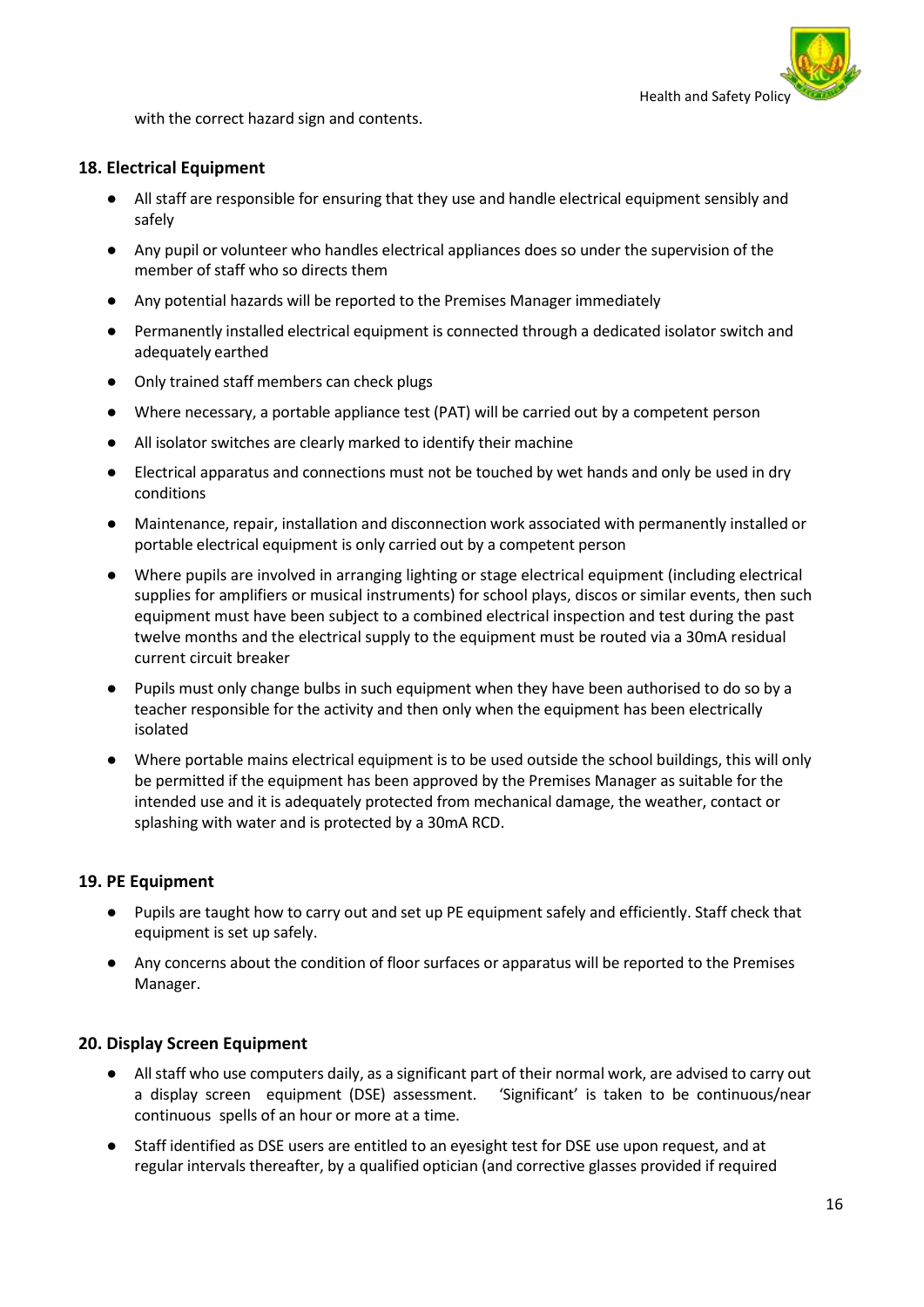with the correct hazard sign and contents.

## 18. Electrical Equipment

- All staff are responsible for ensuring that they use and handle electrical equipment sensibly and safely
- Any pupil or volunteer who handles electrical appliances does so under the supervision of the member of staff who so directs them
- Any potential hazards will be reported to the Premises Manager immediately
- Permanently installed electrical equipment is connected through a dedicated isolator switch and adequately earthed
- Only trained staff members can check plugs
- Where necessary, a portable appliance test (PAT) will be carried out by a competent person
- All isolator switches are clearly marked to identify their machine
- Electrical apparatus and connections must not be touched by wet hands and only be used in dry conditions
- Maintenance, repair, installation and disconnection work associated with permanently installed or portable electrical equipment is only carried out by a competent person
- Where pupils are involved in arranging lighting or stage electrical equipment (including electrical supplies for amplifiers or musical instruments) for school plays, discos or similar events, then such equipment must have been subject to a combined electrical inspection and test during the past twelve months and the electrical supply to the equipment must be routed via a 30mA residual current circuit breaker
- Pupils must only change bulbs in such equipment when they have been authorised to do so by a teacher responsible for the activity and then only when the equipment has been electrically isolated
- Where portable mains electrical equipment is to be used outside the school buildings, this will only be permitted if the equipment has been approved by the Premises Manager as suitable for the intended use and it is adequately protected from mechanical damage, the weather, contact or splashing with water and is protected by a 30mA RCD.

## 19. PE Equipment

- Pupils are taught how to carry out and set up PE equipment safely and efficiently. Staff check that equipment is set up safely.
- Any concerns about the condition of floor surfaces or apparatus will be reported to the Premises Manager.

## 20. Display Screen Equipment

- All staff who use computers daily, as a significant part of their normal work, are advised to carry out a display screen equipment (DSE) assessment. 'Significant' is taken to be continuous/near continuous spells of an hour or more at a time.
- Staff identified as DSE users are entitled to an eyesight test for DSE use upon request, and at regular intervals thereafter, by a qualified optician (and corrective glasses provided if required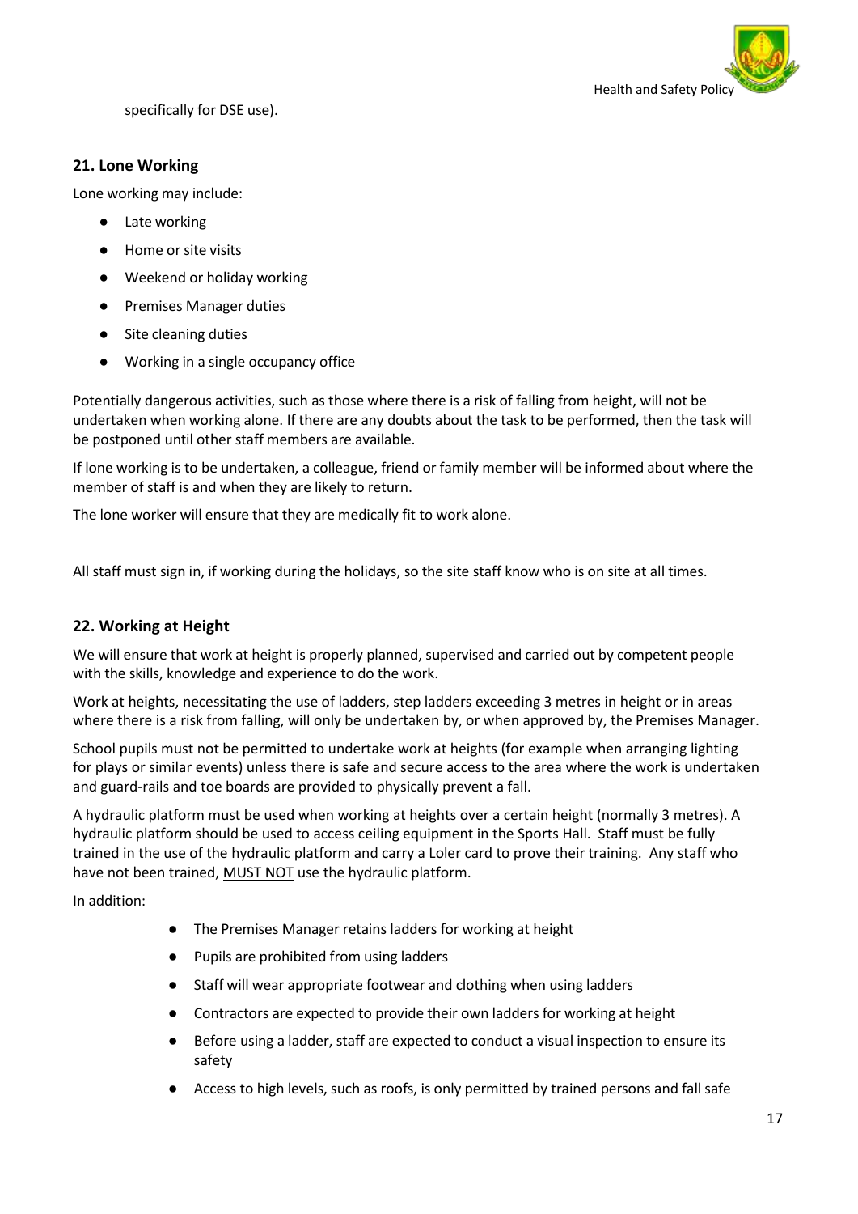specifically for DSE use).

## 21. Lone Working

Lone working may include:

- Late working
- Home or site visits
- Weekend or holiday working
- Premises Manager duties
- Site cleaning duties
- Working in a single occupancy office

Potentially dangerous activities, such as those where there is a risk of falling from height, will not be undertaken when working alone. If there are any doubts about the task to be performed, then the task will be postponed until other staff members are available.

If lone working is to be undertaken, a colleague, friend or family member will be informed about where the member of staff is and when they are likely to return.

The lone worker will ensure that they are medically fit to work alone.

All staff must sign in, if working during the holidays, so the site staff know who is on site at all times.

## 22. Working at Height

We will ensure that work at height is properly planned, supervised and carried out by competent people with the skills, knowledge and experience to do the work.

Work at heights, necessitating the use of ladders, step ladders exceeding 3 metres in height or in areas where there is a risk from falling, will only be undertaken by, or when approved by, the Premises Manager.

School pupils must not be permitted to undertake work at heights (for example when arranging lighting for plays or similar events) unless there is safe and secure access to the area where the work is undertaken and guard-rails and toe boards are provided to physically prevent a fall.

A hydraulic platform must be used when working at heights over a certain height (normally 3 metres). A hydraulic platform should be used to access ceiling equipment in the Sports Hall. Staff must be fully trained in the use of the hydraulic platform and carry a Loler card to prove their training. Any staff who have not been trained, MUST NOT use the hydraulic platform.

In addition:

- The Premises Manager retains ladders for working at height
- Pupils are prohibited from using ladders
- Staff will wear appropriate footwear and clothing when using ladders
- Contractors are expected to provide their own ladders for working at height
- Before using a ladder, staff are expected to conduct a visual inspection to ensure its safety
- Access to high levels, such as roofs, is only permitted by trained persons and fall safe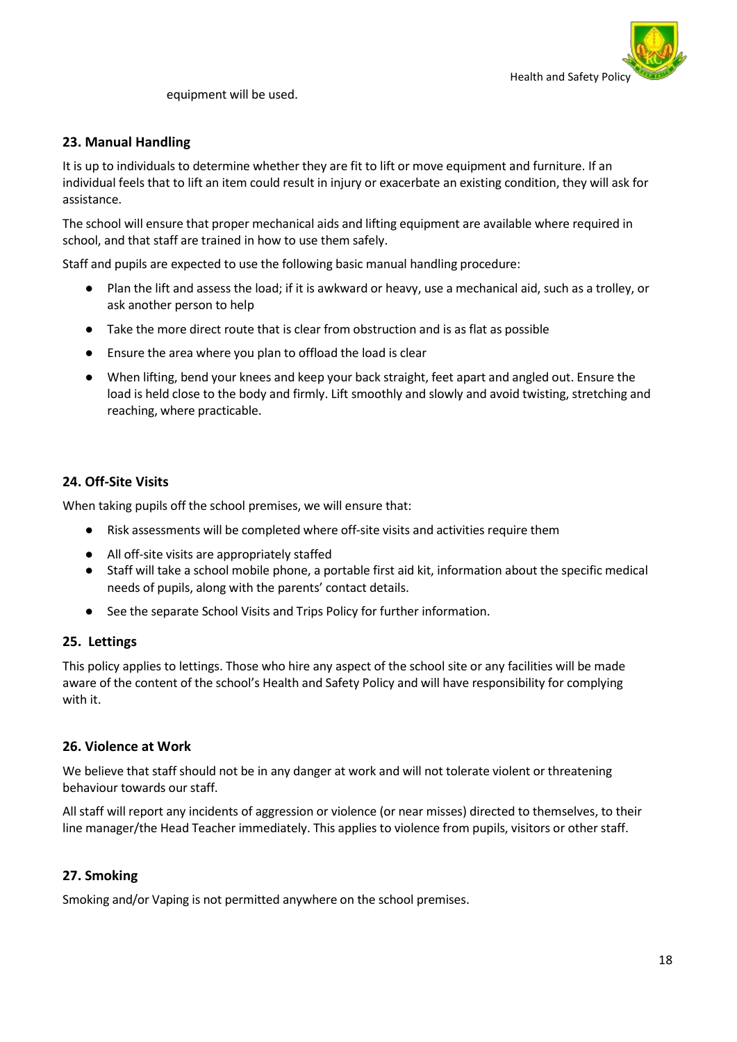equipment will be used.

## 23. Manual Handling

It is up to individuals to determine whether they are fit to lift or move equipment and furniture. If an individual feels that to lift an item could result in injury or exacerbate an existing condition, they will ask for assistance.

The school will ensure that proper mechanical aids and lifting equipment are available where required in school, and that staff are trained in how to use them safely.

Staff and pupils are expected to use the following basic manual handling procedure:

- Plan the lift and assess the load; if it is awkward or heavy, use a mechanical aid, such as a trolley, or ask another person to help
- Take the more direct route that is clear from obstruction and is as flat as possible
- Ensure the area where you plan to offload the load is clear
- When lifting, bend your knees and keep your back straight, feet apart and angled out. Ensure the load is held close to the body and firmly. Lift smoothly and slowly and avoid twisting, stretching and reaching, where practicable.

## 24. Off-Site Visits

When taking pupils off the school premises, we will ensure that:

- Risk assessments will be completed where off-site visits and activities require them
- All off-site visits are appropriately staffed
- Staff will take a school mobile phone, a portable first aid kit, information about the specific medical needs of pupils, along with the parents' contact details.
- See the separate School Visits and Trips Policy for further information.

## 25. Lettings

This policy applies to lettings. Those who hire any aspect of the school site or any facilities will be made aware of the content of the school's Health and Safety Policy and will have responsibility for complying with it.

## 26. Violence at Work

We believe that staff should not be in any danger at work and will not tolerate violent or threatening behaviour towards our staff.

All staff will report any incidents of aggression or violence (or near misses) directed to themselves, to their line manager/the Head Teacher immediately. This applies to violence from pupils, visitors or other staff.

## 27. Smoking

Smoking and/or Vaping is not permitted anywhere on the school premises.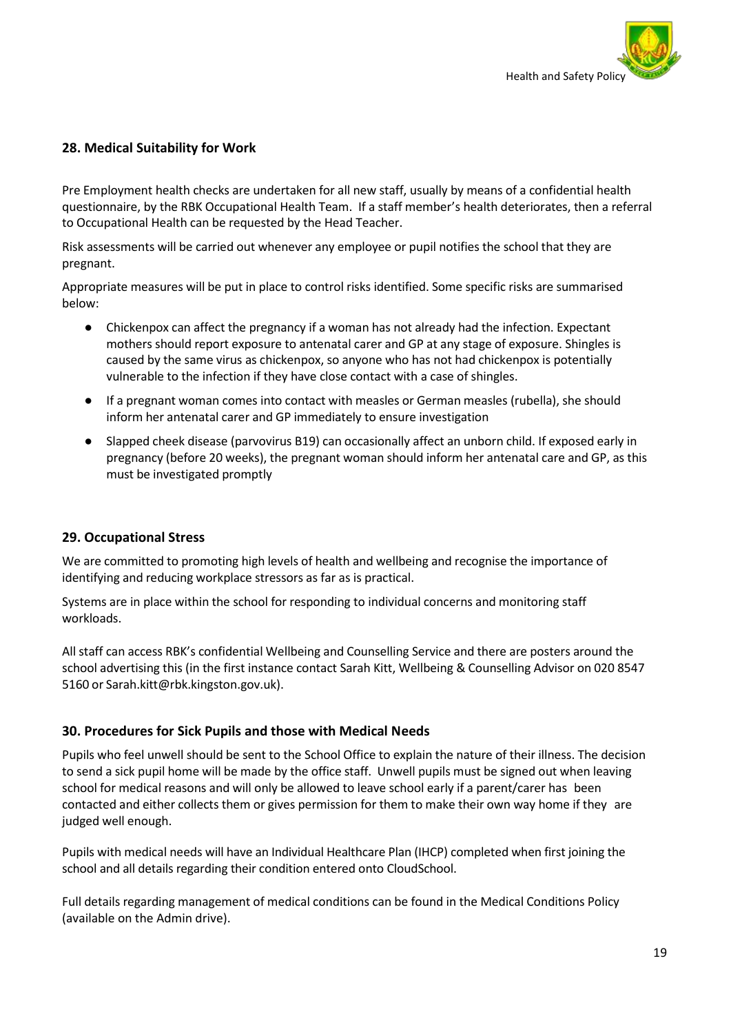## 28. Medical Suitability for Work

Pre Employment health checks are undertaken for all new staff, usually by means of a confidential health questionnaire, by the RBK Occupational Health Team. If a staff member's health deteriorates, then a referral to Occupational Health can be requested by the Head Teacher.

Risk assessments will be carried out whenever any employee or pupil notifies the school that they are pregnant.

Appropriate measures will be put in place to control risks identified. Some specific risks are summarised below:

- Chickenpox can affect the pregnancy if a woman has not already had the infection. Expectant mothers should report exposure to antenatal carer and GP at any stage of exposure. Shingles is caused by the same virus as chickenpox, so anyone who has not had chickenpox is potentially vulnerable to the infection if they have close contact with a case of shingles.
- If a pregnant woman comes into contact with measles or German measles (rubella), she should inform her antenatal carer and GP immediately to ensure investigation
- Slapped cheek disease (parvovirus B19) can occasionally affect an unborn child. If exposed early in pregnancy (before 20 weeks), the pregnant woman should inform her antenatal care and GP, as this must be investigated promptly

## 29. Occupational Stress

We are committed to promoting high levels of health and wellbeing and recognise the importance of identifying and reducing workplace stressors as far as is practical.

Systems are in place within the school for responding to individual concerns and monitoring staff workloads.

All staff can access RBK's confidential Wellbeing and Counselling Service and there are posters around the school advertising this (in the first instance contact Sarah Kitt, Wellbeing & Counselling Advisor on 020 8547 5160 or Sarah.kitt@rbk.kingston.gov.uk).

## 30. Procedures for Sick Pupils and those with Medical Needs

Pupils who feel unwell should be sent to the School Office to explain the nature of their illness. The decision to send a sick pupil home will be made by the office staff. Unwell pupils must be signed out when leaving school for medical reasons and will only be allowed to leave school early if a parent/carer has been contacted and either collects them or gives permission for them to make their own way home if they are judged well enough.

Pupils with medical needs will have an Individual Healthcare Plan (IHCP) completed when first joining the school and all details regarding their condition entered onto CloudSchool.

Full details regarding management of medical conditions can be found in the Medical Conditions Policy (available on the Admin drive).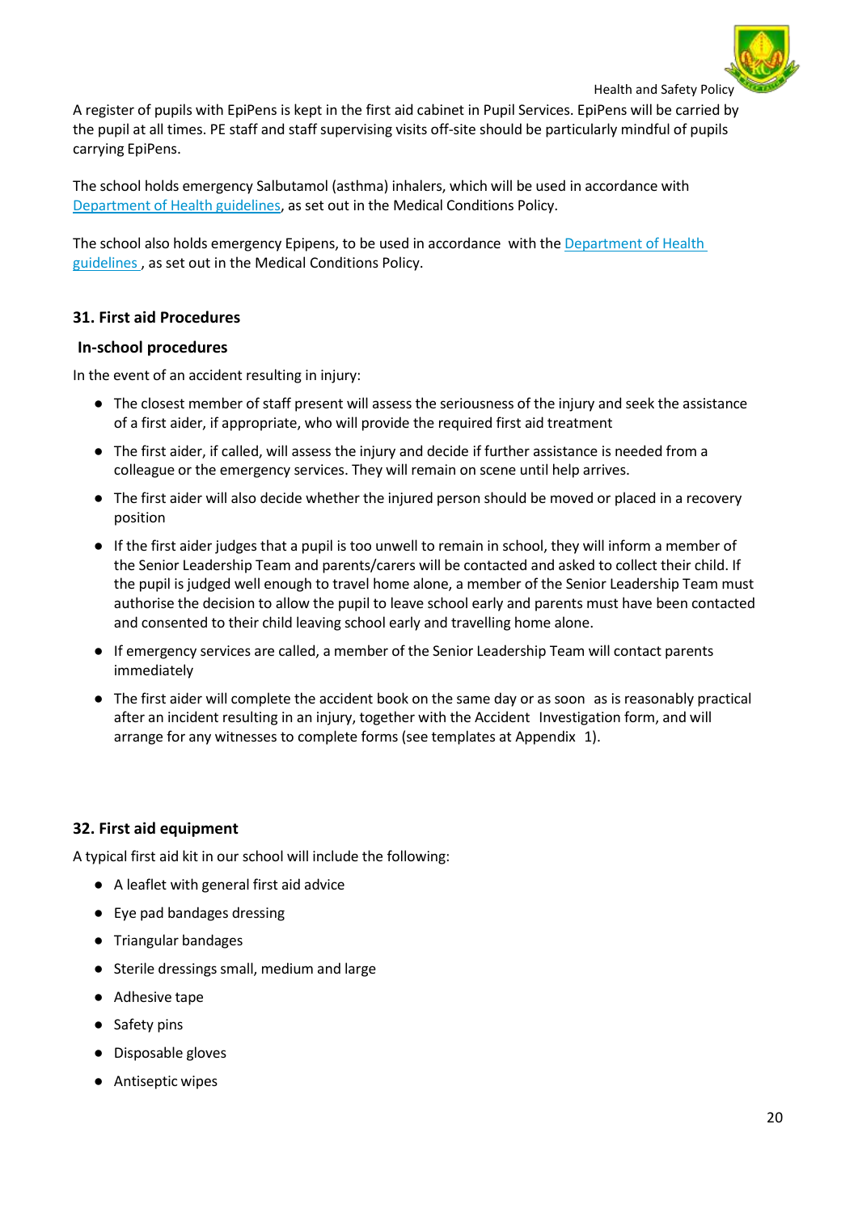A register of pupils with EpiPens is kept in the first aid cabinet in Pupil Services. EpiPens will be carried by the pupil at all times. PE staff and staff supervising visits off-site should be particularly mindful of pupils carrying EpiPens.

The school holds emergency Salbutamol (asthma) inhalers, which will be used in accordance with [Department of Health guidelines](), as set out in the Medical Conditions Policy.

The school also holds emergency Epipens, to be used in accordance with the [Department of Health guidelines](), as set out in the Medical Conditions Policy.

### 31. First aid Procedures

#### In-school procedures

In the event of an accident resulting in injury:

- The closest member of staff present will assess the seriousness of the injury and seek the assistance of a first aider, if appropriate, who will provide the required first aid treatment
- The first aider, if called, will assess the injury and decide if further assistance is needed from a colleague or the emergency services. They will remain on scene until help arrives.
- The first aider will also decide whether the injured person should be moved or placed in a recovery position
- If the first aider judges that a pupil is too unwell to remain in school, they will inform a member of the Senior Leadership Team and parents/carers will be contacted and asked to collect their child. If the pupil is judged well enough to travel home alone, a member of the Senior Leadership Team must authorise the decision to allow the pupil to leave school early and parents must have been contacted and consented to their child leaving school early and travelling home alone.
- If emergency services are called, a member of the Senior Leadership Team will contact parents immediately
- The first aider will complete the accident book on the same day or as soon as is reasonably practical after an incident resulting in an injury, together with the Accident Investigation form, and will arrange for any witnesses to complete forms (see templates at Appendix 1).

### 32. First aid equipment

A typical first aid kit in our school will include the following:

- A leaflet with general first aid advice
- Eye pad bandages dressing
- Triangular bandages
- Sterile dressings small, medium and large
- Adhesive tape
- Safety pins
- Disposable gloves
- Antiseptic wipes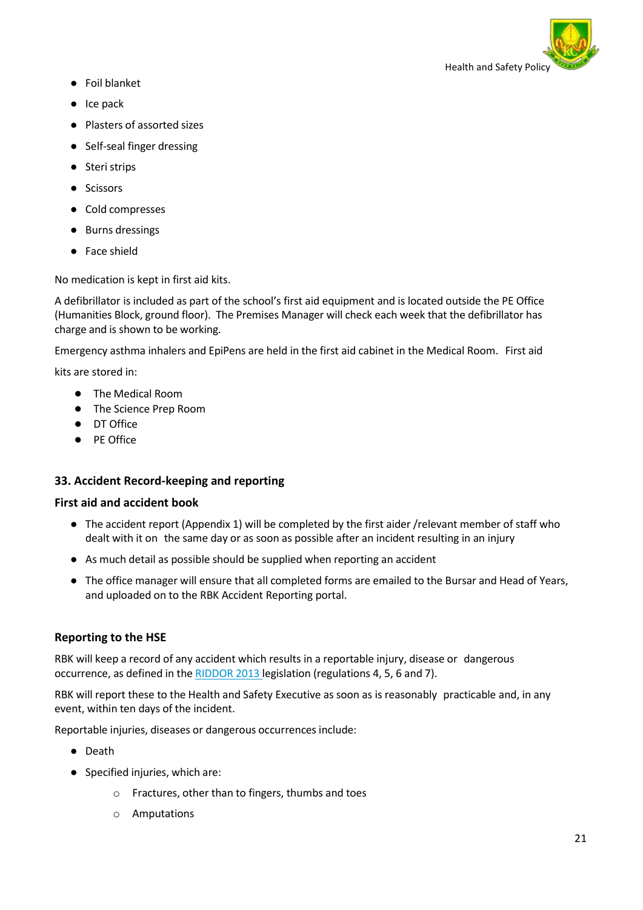- Foil blanket
- Ice pack
- Plasters of assorted sizes
- Self-seal finger dressing
- Steri strips
- Scissors
- Cold compresses
- Burns dressings
- Face shield

No medication is kept in first aid kits.

A defibrillator is included as part of the school's first aid equipment and is located outside the PE Office (Humanities Block, ground floor). The Premises Manager will check each week that the defibrillator has charge and is shown to be working.

Emergency asthma inhalers and EpiPens are held in the first aid cabinet in the Medical Room. First aid kits are stored in:

- The Medical Room
- The Science Prep Room
- DT Office
- PE Office

### 33. Accident Record-keeping and reporting

#### First aid and accident book

- The accident report (Appendix 1) will be completed by the first aider /relevant member of staff who dealt with it on the same day or as soon as possible after an incident resulting in an injury
- As much detail as possible should be supplied when reporting an accident
- The office manager will ensure that all completed forms are emailed to the Bursar and Head of Years, and uploaded on to the RBK Accident Reporting portal.

#### Reporting to the HSE

RBK will keep a record of any accident which results in a reportable injury, disease or dangerous occurrence, as defined in the RIDDOR 2013 legislation (regulations 4, 5, 6 and 7).

RBK will report these to the Health and Safety Executive as soon as is reasonably practicable and, in any event, within ten days of the incident.

Reportable injuries, diseases or dangerous occurrences include:

- Death
- Specified injuries, which are:
  - Fractures, other than to fingers, thumbs and toes
  - Amputations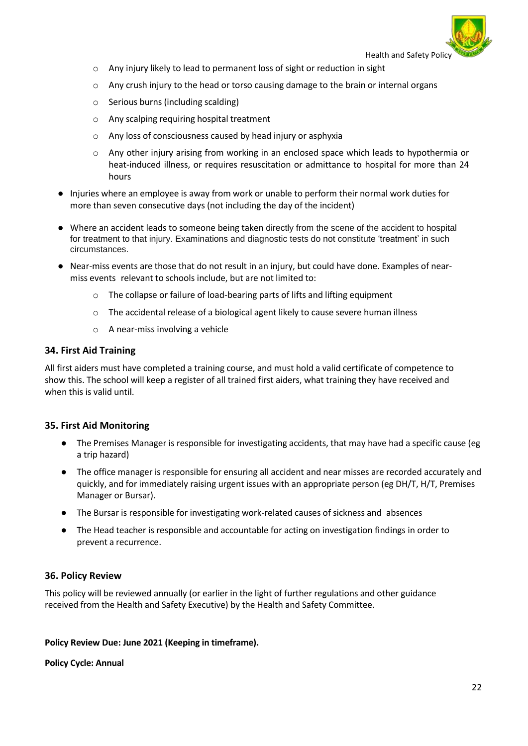- Any injury likely to lead to permanent loss of sight or reduction in sight
  - Any crush injury to the head or torso causing damage to the brain or internal organs
  - Serious burns (including scalding)
  - Any scalping requiring hospital treatment
  - Any loss of consciousness caused by head injury or asphyxia
  - Any other injury arising from working in an enclosed space which leads to hypothermia or heat-induced illness, or requires resuscitation or admittance to hospital for more than 24 hours
- Injuries where an employee is away from work or unable to perform their normal work duties for more than seven consecutive days (not including the day of the incident)
- Where an accident leads to someone being taken directly from the scene of the accident to hospital for treatment to that injury. Examinations and diagnostic tests do not constitute 'treatment' in such circumstances.
- Near-miss events are those that do not result in an injury, but could have done. Examples of near-miss events relevant to schools include, but are not limited to:
  - The collapse or failure of load-bearing parts of lifts and lifting equipment
  - The accidental release of a biological agent likely to cause severe human illness
  - A near-miss involving a vehicle

### 34. First Aid Training

All first aiders must have completed a training course, and must hold a valid certificate of competence to show this. The school will keep a register of all trained first aiders, what training they have received and when this is valid until.

### 35. First Aid Monitoring

- The Premises Manager is responsible for investigating accidents, that may have had a specific cause (eg a trip hazard)
- The office manager is responsible for ensuring all accident and near misses are recorded accurately and quickly, and for immediately raising urgent issues with an appropriate person (eg DH/T, H/T, Premises Manager or Bursar).
- The Bursar is responsible for investigating work-related causes of sickness and absences
- The Head teacher is responsible and accountable for acting on investigation findings in order to prevent a recurrence.

### 36. Policy Review

This policy will be reviewed annually (or earlier in the light of further regulations and other guidance received from the Health and Safety Executive) by the Health and Safety Committee.

**Policy Review Due: June 2021 (Keeping in timeframe).**

**Policy Cycle: Annual**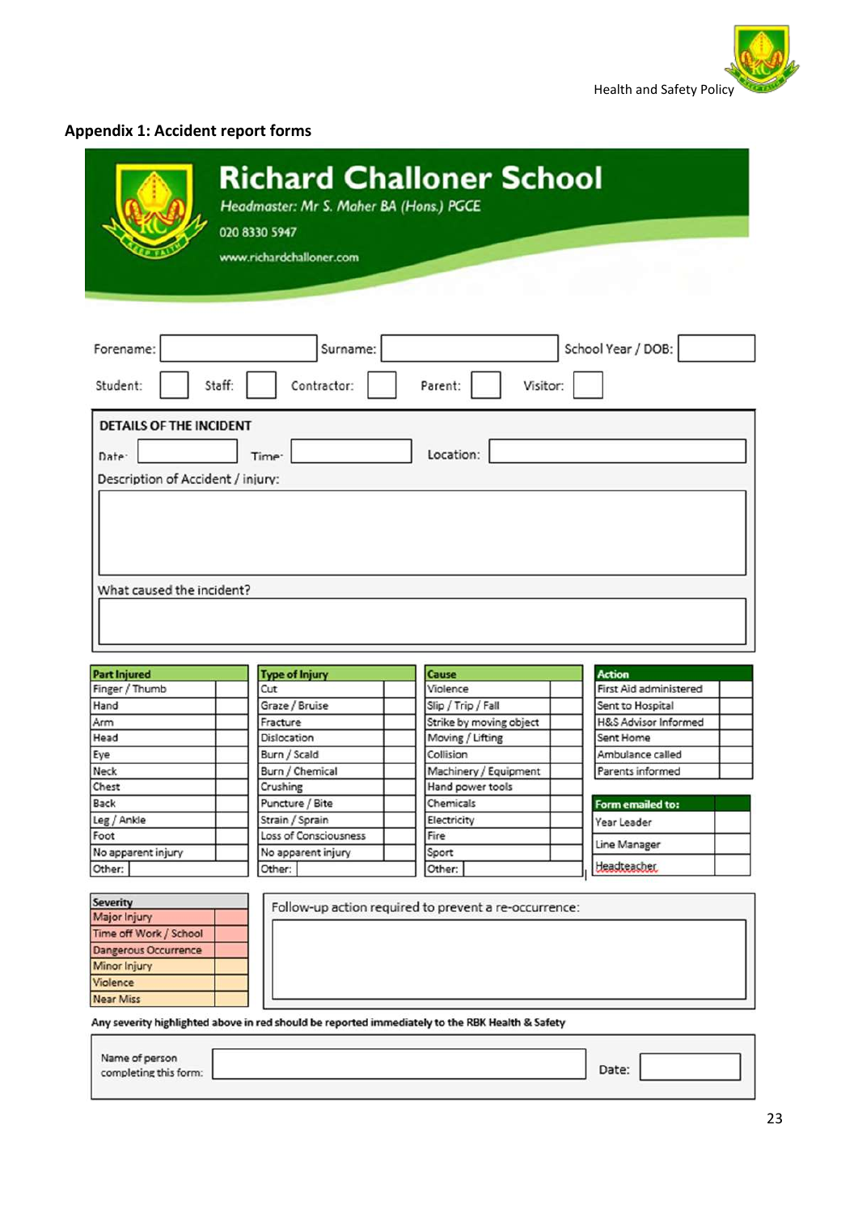## Appendix 1: Accident report forms

# Richard Challoner School

*Headmaster: Mr S. Maher BA (Hons.) PGCE*

020 8330 5947

www.richardchalloner.com

Forename: ________ Surname: ________ School Year / DOB: ________

Student: ☐ Staff: ☐ Contractor: ☐ Parent: ☐ Visitor: ☐

### DETAILS OF THE INCIDENT

Date: ________ Time: ________ Location: ________

Description of Accident / injury:

What caused the incident?

| Part Injured | | Type of Injury | | Cause | | Action | |
|---|---|---|---|---|---|---|---|
| Finger / Thumb | | Cut | | Violence | | First Aid administered | |
| Hand | | Graze / Bruise | | Slip / Trip / Fall | | Sent to Hospital | |
| Arm | | Fracture | | Strike by moving object | | H&S Advisor Informed | |
| Head | | Dislocation | | Moving / Lifting | | Sent Home | |
| Eye | | Burn / Scald | | Collision | | Ambulance called | |
| Neck | | Burn / Chemical | | Machinery / Equipment | | Parents informed | |
| Chest | | Crushing | | Hand power tools | | | |
| Back | | Puncture / Bite | | Chemicals | | **Form emailed to:** | |
| Leg / Ankle | | Strain / Sprain | | Electricity | | Year Leader | |
| Foot | | Loss of Consciousness | | Fire | | Line Manager | |
| No apparent injury | | No apparent injury | | Sport | | Headteacher | |
| Other: | | Other: | | Other: | | | |

| Severity | |
|---|---|
| Major Injury | |
| Time off Work / School | |
| Dangerous Occurrence | |
| Minor Injury | |
| Violence | |
| Near Miss | |

Follow-up action required to prevent a re-occurrence:

**Any severity highlighted above in red should be reported immediately to the RBK Health & Safety**

Name of person completing this form: ________ Date: ________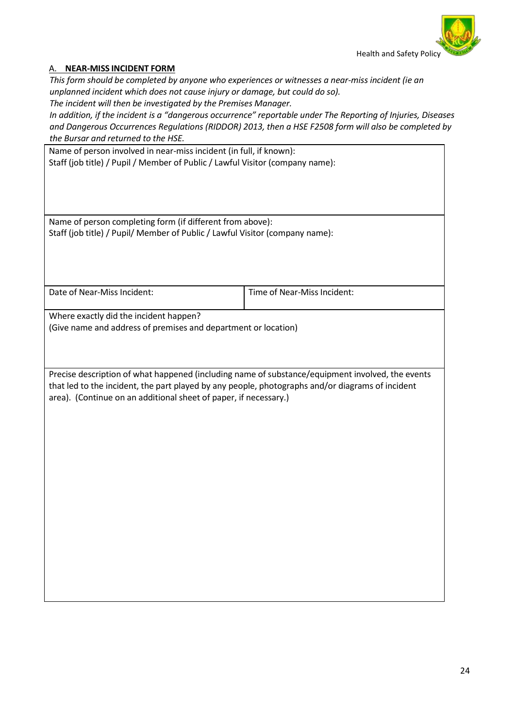## A. **NEAR-MISS INCIDENT FORM**

*This form should be completed by anyone who experiences or witnesses a near-miss incident (ie an unplanned incident which does not cause injury or damage, but could do so).*
*The incident will then be investigated by the Premises Manager.*
*In addition, if the incident is a "dangerous occurrence" reportable under The Reporting of Injuries, Diseases and Dangerous Occurrences Regulations (RIDDOR) 2013, then a HSE F2508 form will also be completed by the Bursar and returned to the HSE.*

| | |
|---|---|
| Name of person involved in near-miss incident (in full, if known):<br>Staff (job title) / Pupil / Member of Public / Lawful Visitor (company name): | |
| Name of person completing form (if different from above):<br>Staff (job title) / Pupil/ Member of Public / Lawful Visitor (company name): | |
| Date of Near-Miss Incident: | Time of Near-Miss Incident: |
| Where exactly did the incident happen?<br>(Give name and address of premises and department or location) | |
| Precise description of what happened (including name of substance/equipment involved, the events that led to the incident, the part played by any people, photographs and/or diagrams of incident area). (Continue on an additional sheet of paper, if necessary.) | |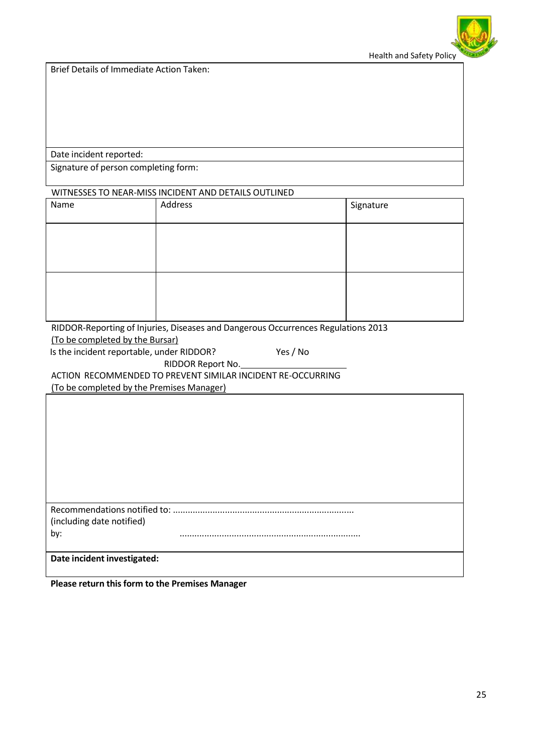Brief Details of Immediate Action Taken:

Date incident reported:

Signature of person completing form:

WITNESSES TO NEAR-MISS INCIDENT AND DETAILS OUTLINED

| Name | Address | Signature |
|---|---|---|
| | | |
| | | |

RIDDOR-Reporting of Injuries, Diseases and Dangerous Occurrences Regulations 2013
<u>(To be completed by the Bursar)</u>

Is the incident reportable, under RIDDOR? Yes / No

RIDDOR Report No.____________________

ACTION RECOMMENDED TO PREVENT SIMILAR INCIDENT RE-OCCURRING
<u>(To be completed by the Premises Manager)</u>

Recommendations notified to: ........................................................................
(including date notified)
by: ........................................................................

**Date incident investigated:**

**Please return this form to the Premises Manager**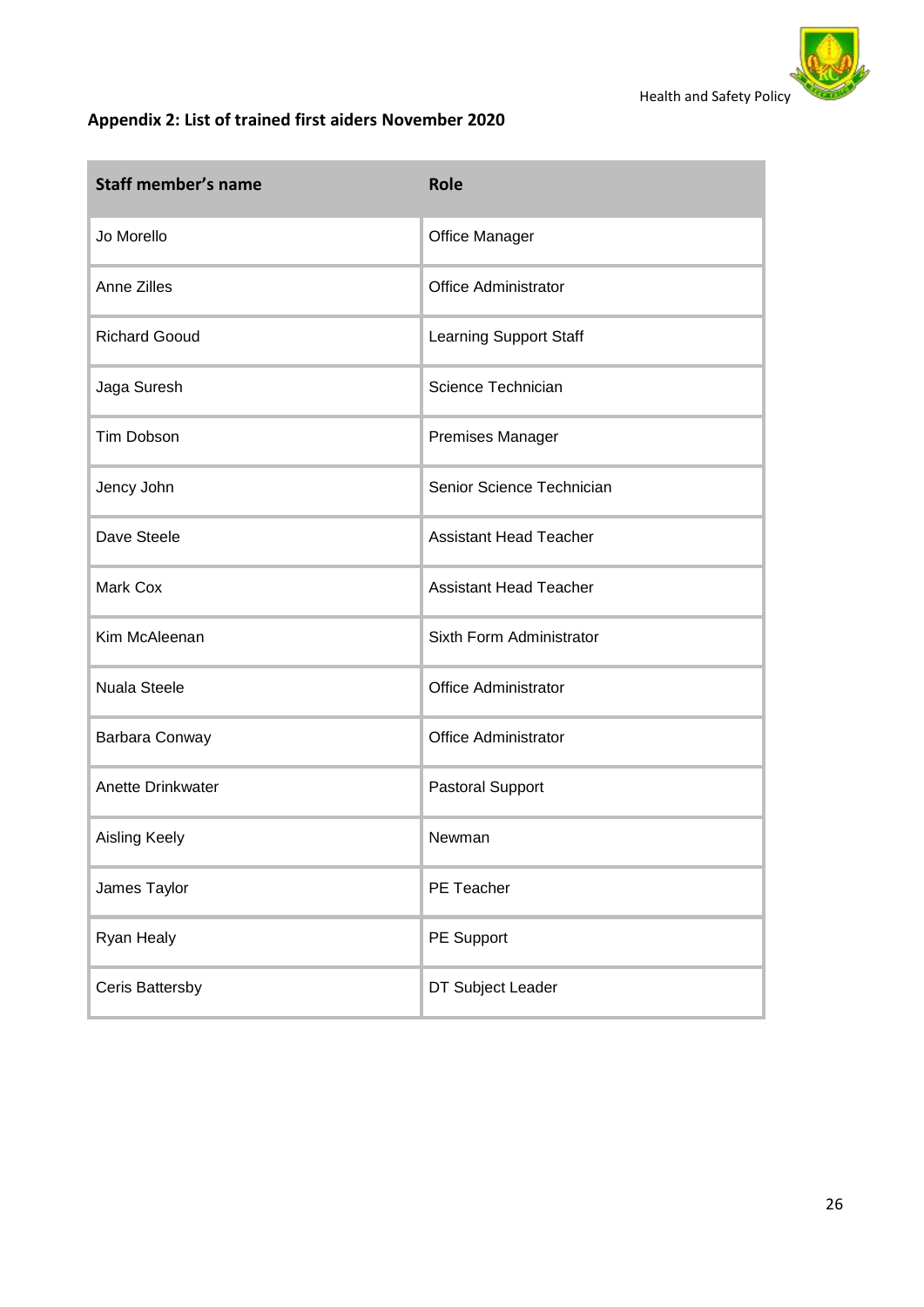## Appendix 2: List of trained first aiders November 2020

| Staff member's name | Role |
|---|---|
| Jo Morello | Office Manager |
| Anne Zilles | Office Administrator |
| Richard Gooud | Learning Support Staff |
| Jaga Suresh | Science Technician |
| Tim Dobson | Premises Manager |
| Jency John | Senior Science Technician |
| Dave Steele | Assistant Head Teacher |
| Mark Cox | Assistant Head Teacher |
| Kim McAleenan | Sixth Form Administrator |
| Nuala Steele | Office Administrator |
| Barbara Conway | Office Administrator |
| Anette Drinkwater | Pastoral Support |
| Aisling Keely | Newman |
| James Taylor | PE Teacher |
| Ryan Healy | PE Support |
| Ceris Battersby | DT Subject Leader |